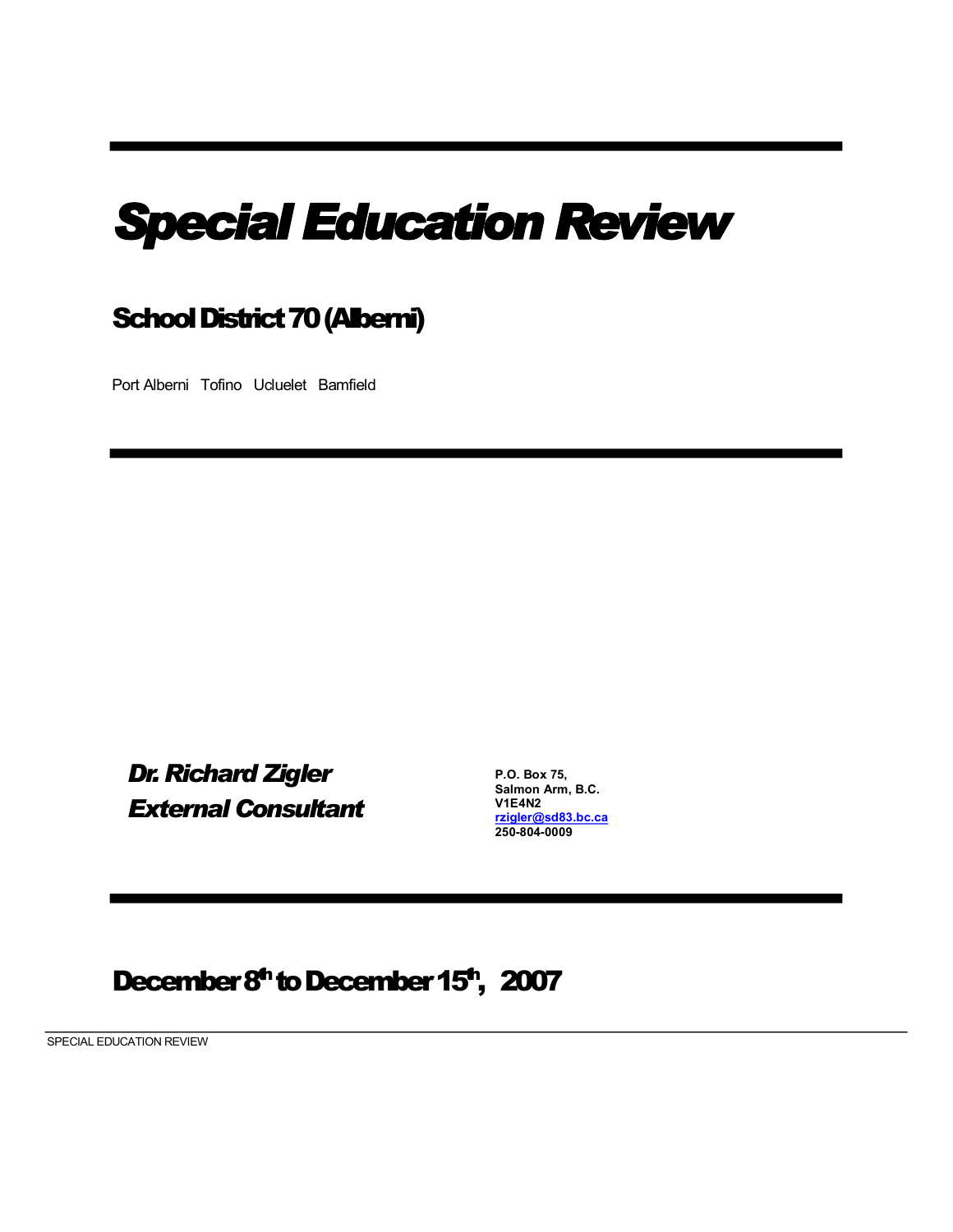# *Special Education Review*

## School District 70 (Alberni)

Port Alberni Tofino Ucluelet Bamfield

***Dr. Richard Zigler***
***External Consultant***

**P.O. Box 75,**
**Salmon Arm, B.C.**
**V1E4N2**
**rzigler@sd83.bc.ca**
**250-804-0009**

## December 8th to December 15th, 2007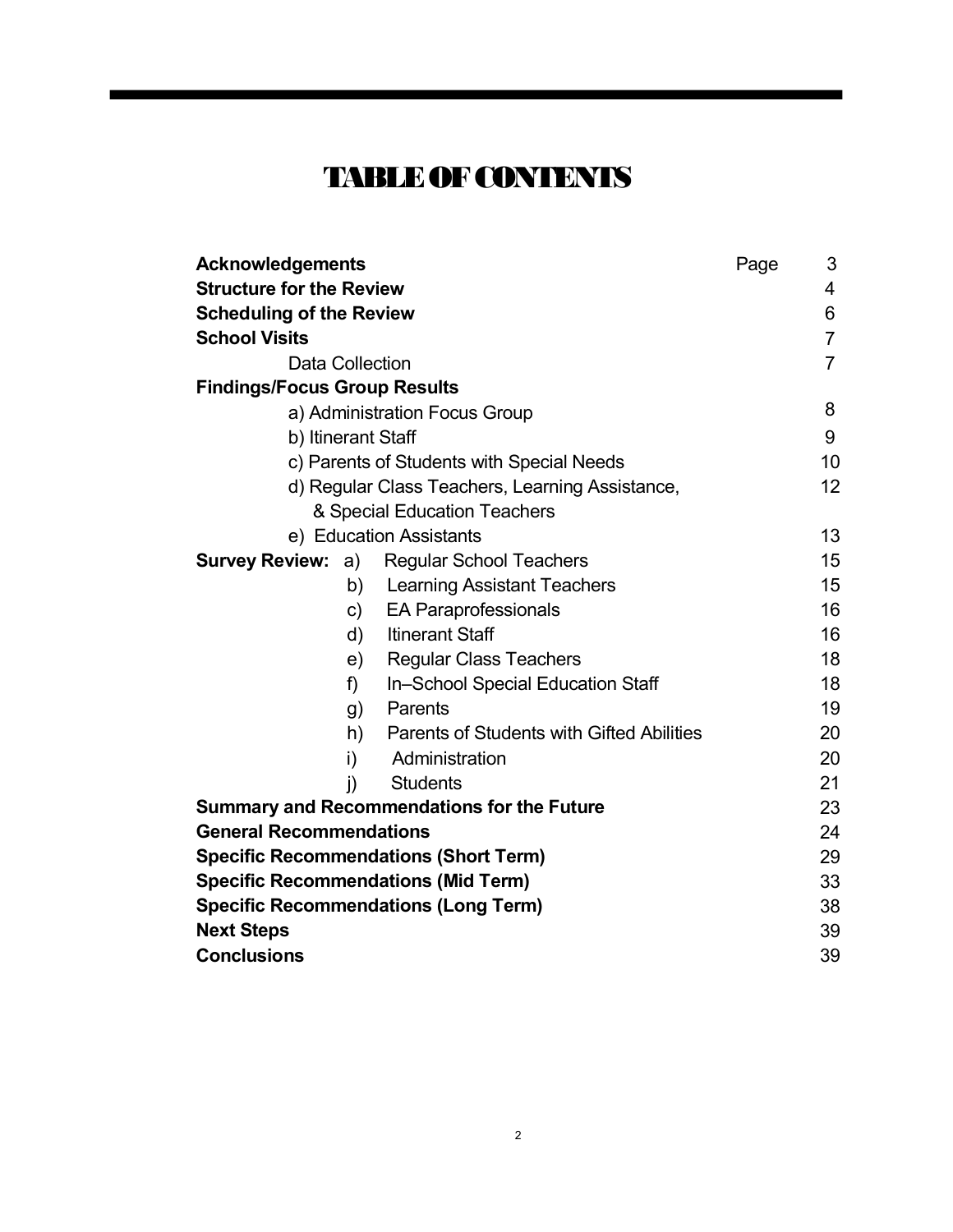# TABLE OF CONTENTS

| | Page |
|---|---|
| **Acknowledgements** | 3 |
| **Structure for the Review** | 4 |
| **Scheduling of the Review** | 6 |
| **School Visits** | 7 |
| Data Collection | 7 |
| **Findings/Focus Group Results** | |
| a) Administration Focus Group | 8 |
| b) Itinerant Staff | 9 |
| c) Parents of Students with Special Needs | 10 |
| d) Regular Class Teachers, Learning Assistance, & Special Education Teachers | 12 |
| e) Education Assistants | 13 |
| **Survey Review:** a) Regular School Teachers | 15 |
| b) Learning Assistant Teachers | 15 |
| c) EA Paraprofessionals | 16 |
| d) Itinerant Staff | 16 |
| e) Regular Class Teachers | 18 |
| f) In–School Special Education Staff | 18 |
| g) Parents | 19 |
| h) Parents of Students with Gifted Abilities | 20 |
| i) Administration | 20 |
| j) Students | 21 |
| **Summary and Recommendations for the Future** | 23 |
| **General Recommendations** | 24 |
| **Specific Recommendations (Short Term)** | 29 |
| **Specific Recommendations (Mid Term)** | 33 |
| **Specific Recommendations (Long Term)** | 38 |
| **Next Steps** | 39 |
| **Conclusions** | 39 |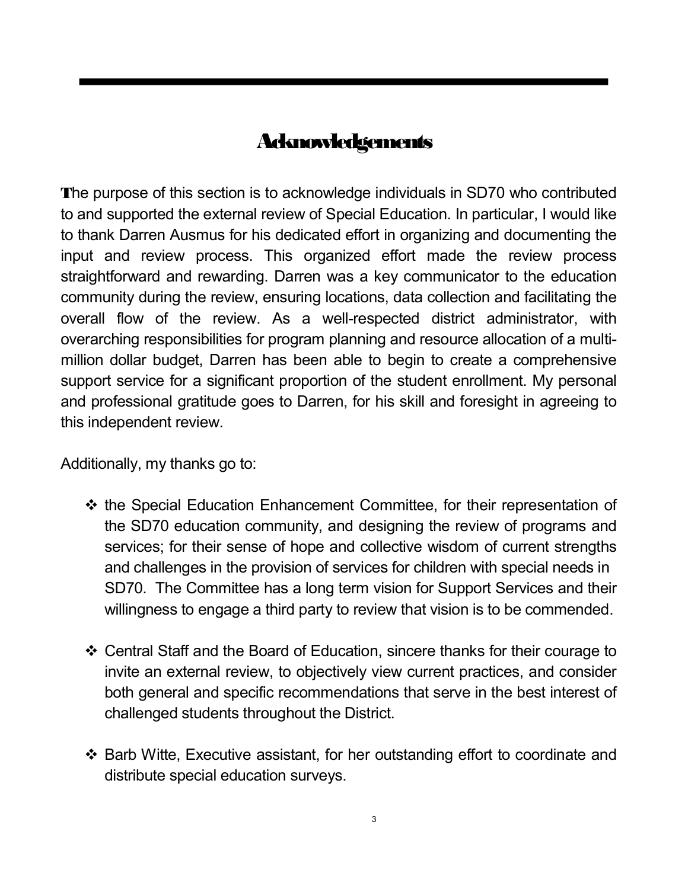# Acknowledgements

The purpose of this section is to acknowledge individuals in SD70 who contributed to and supported the external review of Special Education. In particular, I would like to thank Darren Ausmus for his dedicated effort in organizing and documenting the input and review process. This organized effort made the review process straightforward and rewarding. Darren was a key communicator to the education community during the review, ensuring locations, data collection and facilitating the overall flow of the review. As a well-respected district administrator, with overarching responsibilities for program planning and resource allocation of a multi-million dollar budget, Darren has been able to begin to create a comprehensive support service for a significant proportion of the student enrollment. My personal and professional gratitude goes to Darren, for his skill and foresight in agreeing to this independent review.

Additionally, my thanks go to:

- the Special Education Enhancement Committee, for their representation of the SD70 education community, and designing the review of programs and services; for their sense of hope and collective wisdom of current strengths and challenges in the provision of services for children with special needs in SD70. The Committee has a long term vision for Support Services and their willingness to engage a third party to review that vision is to be commended.

- Central Staff and the Board of Education, sincere thanks for their courage to invite an external review, to objectively view current practices, and consider both general and specific recommendations that serve in the best interest of challenged students throughout the District.

- Barb Witte, Executive assistant, for her outstanding effort to coordinate and distribute special education surveys.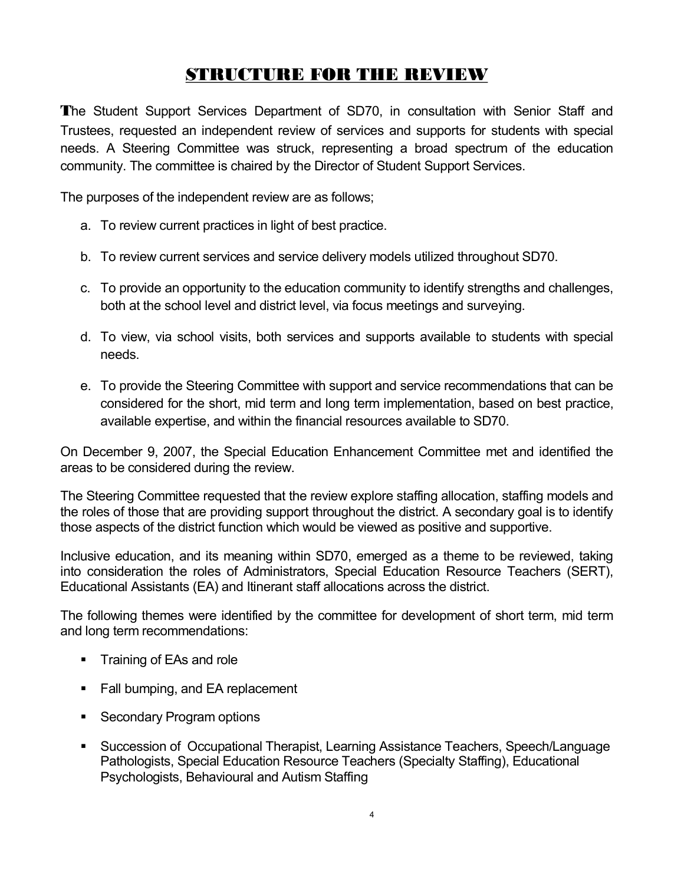# STRUCTURE FOR THE REVIEW

The Student Support Services Department of SD70, in consultation with Senior Staff and Trustees, requested an independent review of services and supports for students with special needs. A Steering Committee was struck, representing a broad spectrum of the education community. The committee is chaired by the Director of Student Support Services.

The purposes of the independent review are as follows;

a. To review current practices in light of best practice.

b. To review current services and service delivery models utilized throughout SD70.

c. To provide an opportunity to the education community to identify strengths and challenges, both at the school level and district level, via focus meetings and surveying.

d. To view, via school visits, both services and supports available to students with special needs.

e. To provide the Steering Committee with support and service recommendations that can be considered for the short, mid term and long term implementation, based on best practice, available expertise, and within the financial resources available to SD70.

On December 9, 2007, the Special Education Enhancement Committee met and identified the areas to be considered during the review.

The Steering Committee requested that the review explore staffing allocation, staffing models and the roles of those that are providing support throughout the district. A secondary goal is to identify those aspects of the district function which would be viewed as positive and supportive.

Inclusive education, and its meaning within SD70, emerged as a theme to be reviewed, taking into consideration the roles of Administrators, Special Education Resource Teachers (SERT), Educational Assistants (EA) and Itinerant staff allocations across the district.

The following themes were identified by the committee for development of short term, mid term and long term recommendations:

- Training of EAs and role
- Fall bumping, and EA replacement
- Secondary Program options
- Succession of Occupational Therapist, Learning Assistance Teachers, Speech/Language Pathologists, Special Education Resource Teachers (Specialty Staffing), Educational Psychologists, Behavioural and Autism Staffing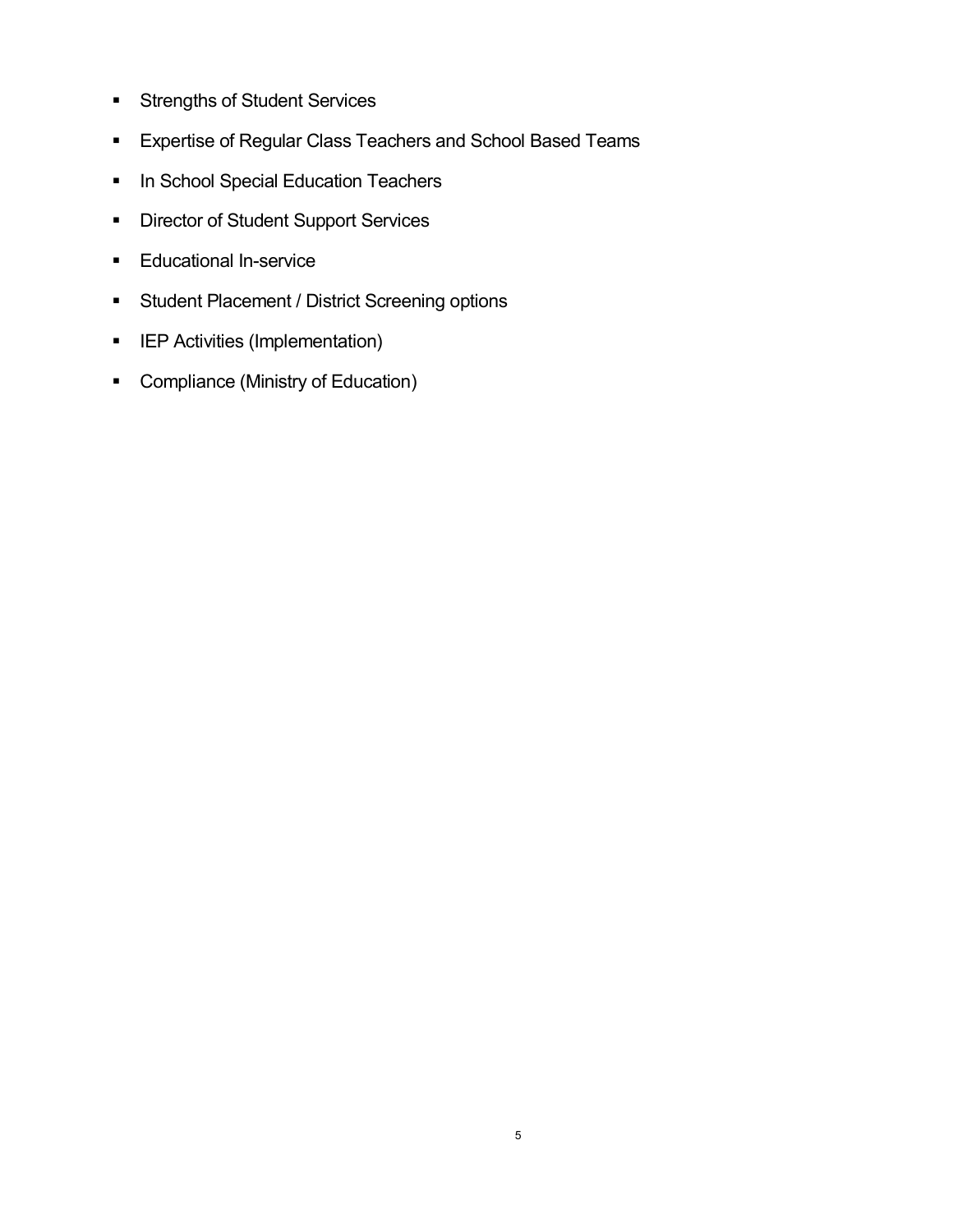- Strengths of Student Services
- Expertise of Regular Class Teachers and School Based Teams
- In School Special Education Teachers
- Director of Student Support Services
- Educational In-service
- Student Placement / District Screening options
- IEP Activities (Implementation)
- Compliance (Ministry of Education)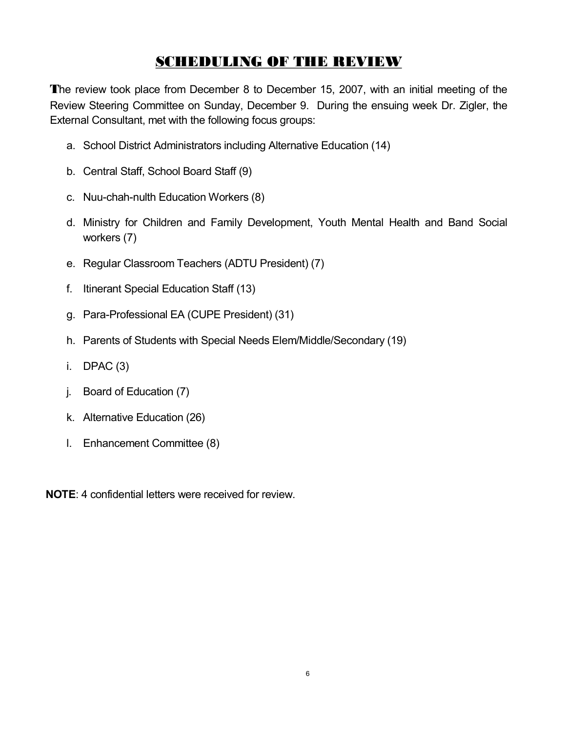# SCHEDULING OF THE REVIEW

The review took place from December 8 to December 15, 2007, with an initial meeting of the Review Steering Committee on Sunday, December 9. During the ensuing week Dr. Zigler, the External Consultant, met with the following focus groups:

a. School District Administrators including Alternative Education (14)

b. Central Staff, School Board Staff (9)

c. Nuu-chah-nulth Education Workers (8)

d. Ministry for Children and Family Development, Youth Mental Health and Band Social workers (7)

e. Regular Classroom Teachers (ADTU President) (7)

f. Itinerant Special Education Staff (13)

g. Para-Professional EA (CUPE President) (31)

h. Parents of Students with Special Needs Elem/Middle/Secondary (19)

i. DPAC (3)

j. Board of Education (7)

k. Alternative Education (26)

l. Enhancement Committee (8)

**NOTE**: 4 confidential letters were received for review.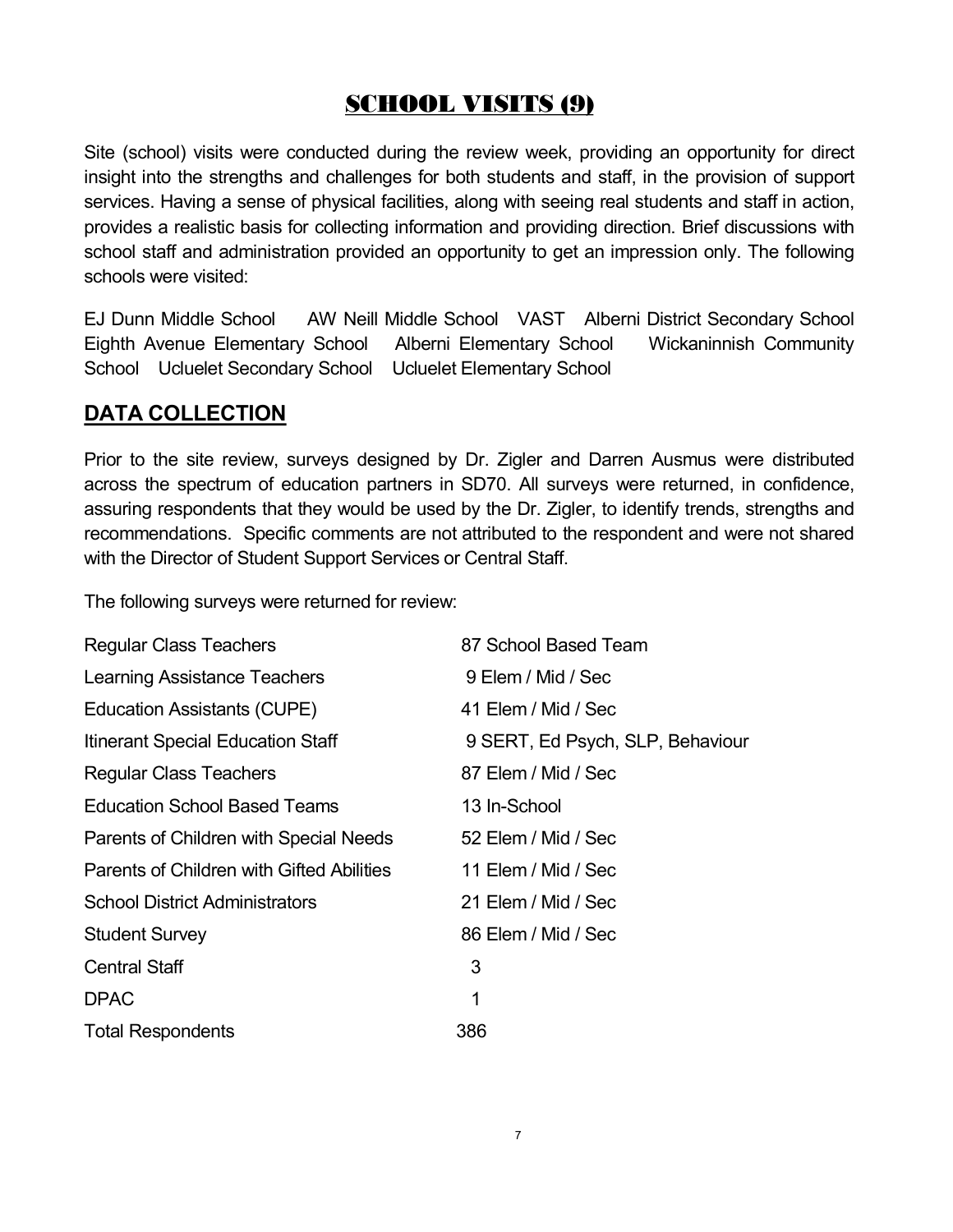# SCHOOL VISITS (9)

Site (school) visits were conducted during the review week, providing an opportunity for direct insight into the strengths and challenges for both students and staff, in the provision of support services. Having a sense of physical facilities, along with seeing real students and staff in action, provides a realistic basis for collecting information and providing direction. Brief discussions with school staff and administration provided an opportunity to get an impression only. The following schools were visited:

EJ Dunn Middle School AW Neill Middle School VAST Alberni District Secondary School Eighth Avenue Elementary School Alberni Elementary School Wickaninnish Community School Ucluelet Secondary School Ucluelet Elementary School

## DATA COLLECTION

Prior to the site review, surveys designed by Dr. Zigler and Darren Ausmus were distributed across the spectrum of education partners in SD70. All surveys were returned, in confidence, assuring respondents that they would be used by the Dr. Zigler, to identify trends, strengths and recommendations. Specific comments are not attributed to the respondent and were not shared with the Director of Student Support Services or Central Staff.

The following surveys were returned for review:

| | |
|---|---|
| Regular Class Teachers | 87 School Based Team |
| Learning Assistance Teachers | 9 Elem / Mid / Sec |
| Education Assistants (CUPE) | 41 Elem / Mid / Sec |
| Itinerant Special Education Staff | 9 SERT, Ed Psych, SLP, Behaviour |
| Regular Class Teachers | 87 Elem / Mid / Sec |
| Education School Based Teams | 13 In-School |
| Parents of Children with Special Needs | 52 Elem / Mid / Sec |
| Parents of Children with Gifted Abilities | 11 Elem / Mid / Sec |
| School District Administrators | 21 Elem / Mid / Sec |
| Student Survey | 86 Elem / Mid / Sec |
| Central Staff | 3 |
| DPAC | 1 |
| Total Respondents | 386 |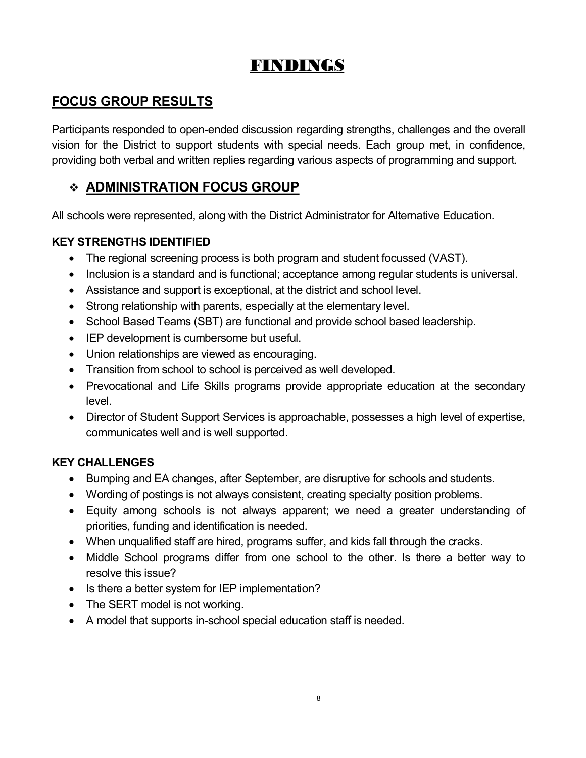# FINDINGS

## FOCUS GROUP RESULTS

Participants responded to open-ended discussion regarding strengths, challenges and the overall vision for the District to support students with special needs. Each group met, in confidence, providing both verbal and written replies regarding various aspects of programming and support.

### ❖ ADMINISTRATION FOCUS GROUP

All schools were represented, along with the District Administrator for Alternative Education.

**KEY STRENGTHS IDENTIFIED**

- The regional screening process is both program and student focussed (VAST).
- Inclusion is a standard and is functional; acceptance among regular students is universal.
- Assistance and support is exceptional, at the district and school level.
- Strong relationship with parents, especially at the elementary level.
- School Based Teams (SBT) are functional and provide school based leadership.
- IEP development is cumbersome but useful.
- Union relationships are viewed as encouraging.
- Transition from school to school is perceived as well developed.
- Prevocational and Life Skills programs provide appropriate education at the secondary level.
- Director of Student Support Services is approachable, possesses a high level of expertise, communicates well and is well supported.

**KEY CHALLENGES**

- Bumping and EA changes, after September, are disruptive for schools and students.
- Wording of postings is not always consistent, creating specialty position problems.
- Equity among schools is not always apparent; we need a greater understanding of priorities, funding and identification is needed.
- When unqualified staff are hired, programs suffer, and kids fall through the cracks.
- Middle School programs differ from one school to the other. Is there a better way to resolve this issue?
- Is there a better system for IEP implementation?
- The SERT model is not working.
- A model that supports in-school special education staff is needed.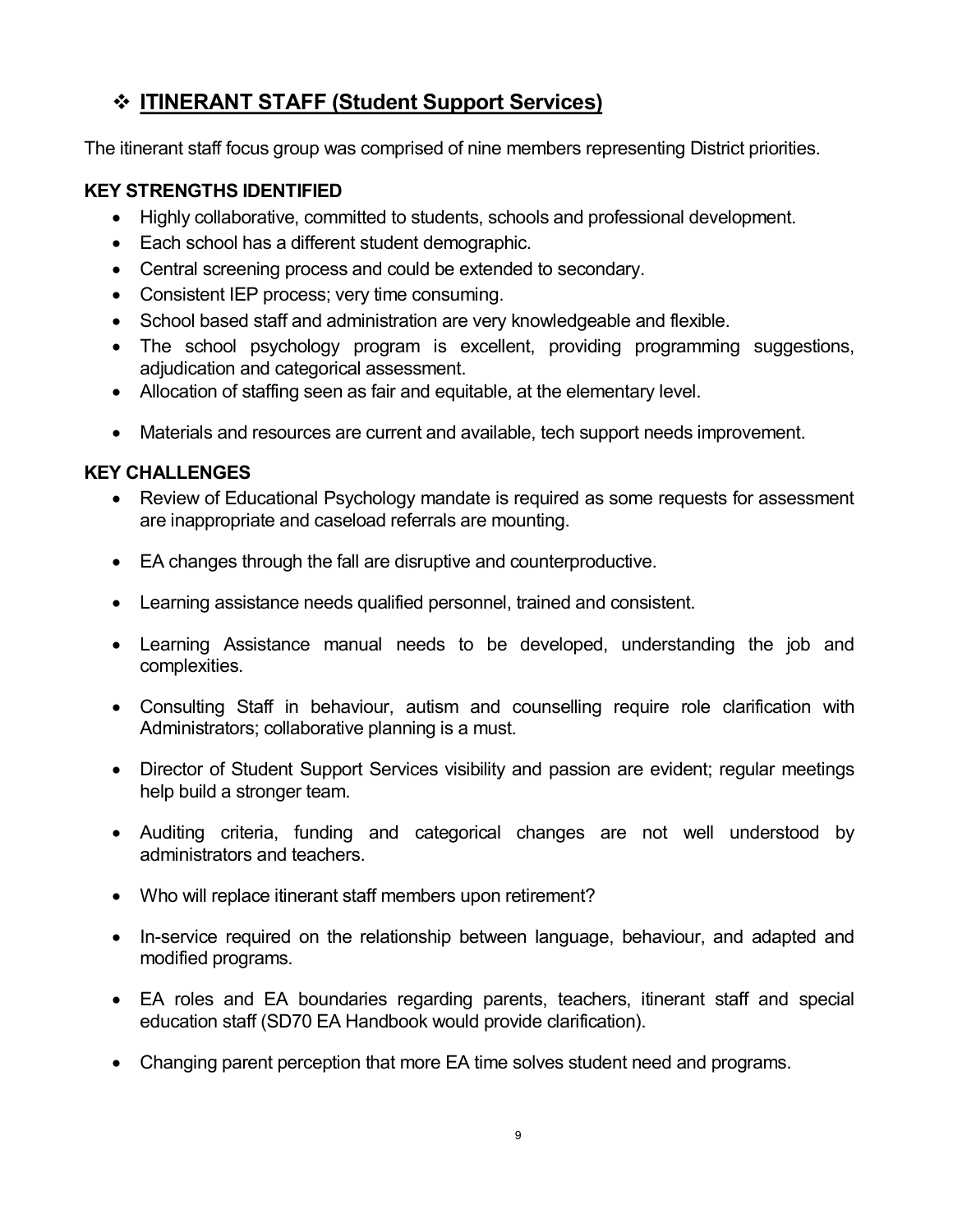## ❖ **ITINERANT STAFF (Student Support Services)**

The itinerant staff focus group was comprised of nine members representing District priorities.

**KEY STRENGTHS IDENTIFIED**

- Highly collaborative, committed to students, schools and professional development.
- Each school has a different student demographic.
- Central screening process and could be extended to secondary.
- Consistent IEP process; very time consuming.
- School based staff and administration are very knowledgeable and flexible.
- The school psychology program is excellent, providing programming suggestions, adjudication and categorical assessment.
- Allocation of staffing seen as fair and equitable, at the elementary level.
- Materials and resources are current and available, tech support needs improvement.

**KEY CHALLENGES**

- Review of Educational Psychology mandate is required as some requests for assessment are inappropriate and caseload referrals are mounting.
- EA changes through the fall are disruptive and counterproductive.
- Learning assistance needs qualified personnel, trained and consistent.
- Learning Assistance manual needs to be developed, understanding the job and complexities.
- Consulting Staff in behaviour, autism and counselling require role clarification with Administrators; collaborative planning is a must.
- Director of Student Support Services visibility and passion are evident; regular meetings help build a stronger team.
- Auditing criteria, funding and categorical changes are not well understood by administrators and teachers.
- Who will replace itinerant staff members upon retirement?
- In-service required on the relationship between language, behaviour, and adapted and modified programs.
- EA roles and EA boundaries regarding parents, teachers, itinerant staff and special education staff (SD70 EA Handbook would provide clarification).
- Changing parent perception that more EA time solves student need and programs.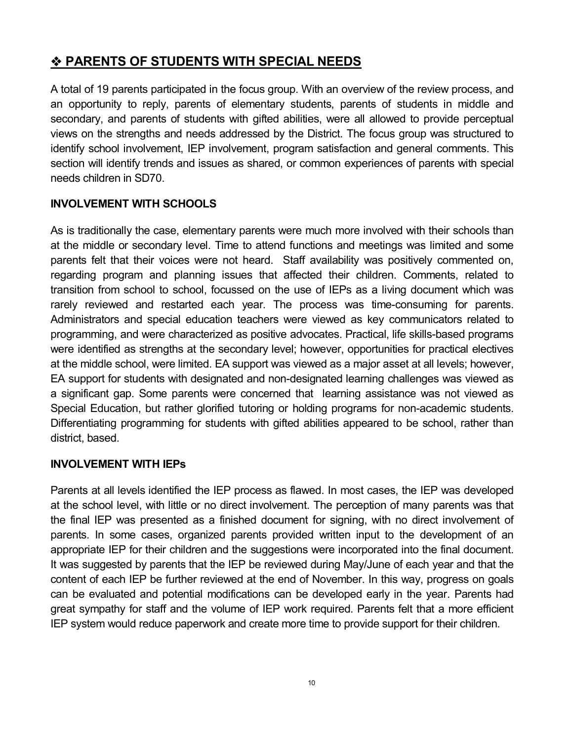## ❖ PARENTS OF STUDENTS WITH SPECIAL NEEDS

A total of 19 parents participated in the focus group. With an overview of the review process, and an opportunity to reply, parents of elementary students, parents of students in middle and secondary, and parents of students with gifted abilities, were all allowed to provide perceptual views on the strengths and needs addressed by the District. The focus group was structured to identify school involvement, IEP involvement, program satisfaction and general comments. This section will identify trends and issues as shared, or common experiences of parents with special needs children in SD70.

### INVOLVEMENT WITH SCHOOLS

As is traditionally the case, elementary parents were much more involved with their schools than at the middle or secondary level. Time to attend functions and meetings was limited and some parents felt that their voices were not heard. Staff availability was positively commented on, regarding program and planning issues that affected their children. Comments, related to transition from school to school, focussed on the use of IEPs as a living document which was rarely reviewed and restarted each year. The process was time-consuming for parents. Administrators and special education teachers were viewed as key communicators related to programming, and were characterized as positive advocates. Practical, life skills-based programs were identified as strengths at the secondary level; however, opportunities for practical electives at the middle school, were limited. EA support was viewed as a major asset at all levels; however, EA support for students with designated and non-designated learning challenges was viewed as a significant gap. Some parents were concerned that learning assistance was not viewed as Special Education, but rather glorified tutoring or holding programs for non-academic students. Differentiating programming for students with gifted abilities appeared to be school, rather than district, based.

### INVOLVEMENT WITH IEPs

Parents at all levels identified the IEP process as flawed. In most cases, the IEP was developed at the school level, with little or no direct involvement. The perception of many parents was that the final IEP was presented as a finished document for signing, with no direct involvement of parents. In some cases, organized parents provided written input to the development of an appropriate IEP for their children and the suggestions were incorporated into the final document. It was suggested by parents that the IEP be reviewed during May/June of each year and that the content of each IEP be further reviewed at the end of November. In this way, progress on goals can be evaluated and potential modifications can be developed early in the year. Parents had great sympathy for staff and the volume of IEP work required. Parents felt that a more efficient IEP system would reduce paperwork and create more time to provide support for their children.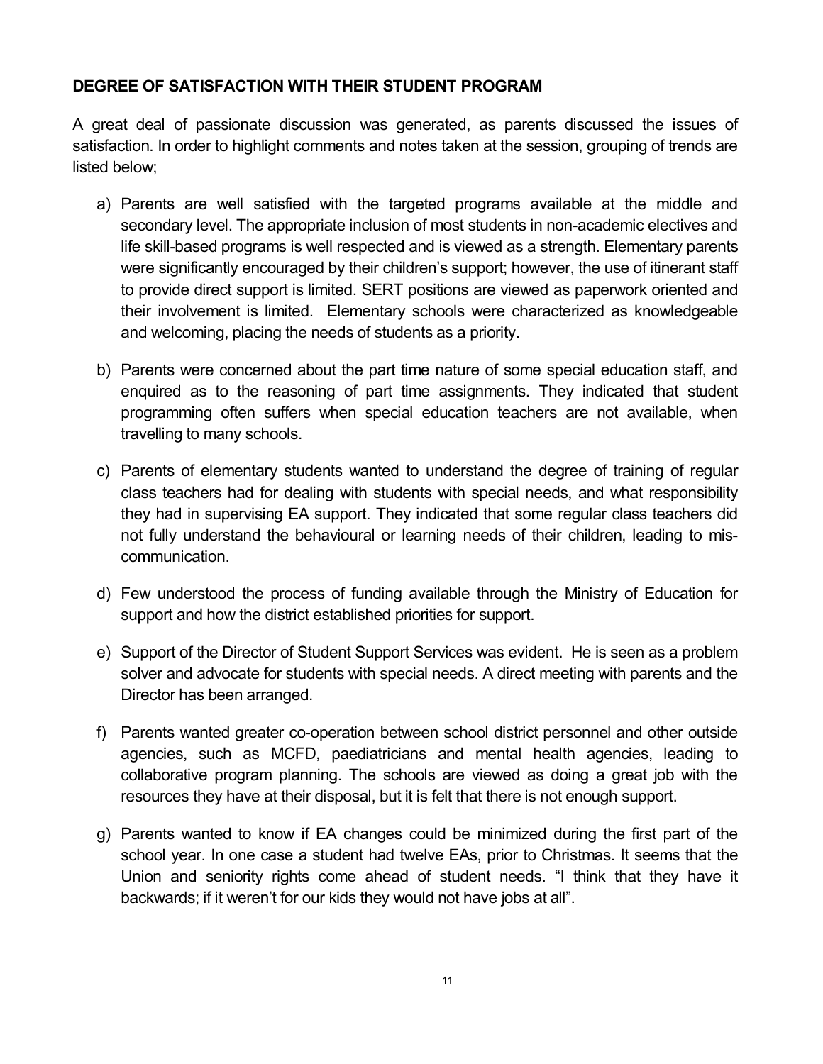**DEGREE OF SATISFACTION WITH THEIR STUDENT PROGRAM**

A great deal of passionate discussion was generated, as parents discussed the issues of satisfaction. In order to highlight comments and notes taken at the session, grouping of trends are listed below;

a) Parents are well satisfied with the targeted programs available at the middle and secondary level. The appropriate inclusion of most students in non-academic electives and life skill-based programs is well respected and is viewed as a strength. Elementary parents were significantly encouraged by their children's support; however, the use of itinerant staff to provide direct support is limited. SERT positions are viewed as paperwork oriented and their involvement is limited. Elementary schools were characterized as knowledgeable and welcoming, placing the needs of students as a priority.

b) Parents were concerned about the part time nature of some special education staff, and enquired as to the reasoning of part time assignments. They indicated that student programming often suffers when special education teachers are not available, when travelling to many schools.

c) Parents of elementary students wanted to understand the degree of training of regular class teachers had for dealing with students with special needs, and what responsibility they had in supervising EA support. They indicated that some regular class teachers did not fully understand the behavioural or learning needs of their children, leading to mis-communication.

d) Few understood the process of funding available through the Ministry of Education for support and how the district established priorities for support.

e) Support of the Director of Student Support Services was evident. He is seen as a problem solver and advocate for students with special needs. A direct meeting with parents and the Director has been arranged.

f) Parents wanted greater co-operation between school district personnel and other outside agencies, such as MCFD, paediatricians and mental health agencies, leading to collaborative program planning. The schools are viewed as doing a great job with the resources they have at their disposal, but it is felt that there is not enough support.

g) Parents wanted to know if EA changes could be minimized during the first part of the school year. In one case a student had twelve EAs, prior to Christmas. It seems that the Union and seniority rights come ahead of student needs. "I think that they have it backwards; if it weren't for our kids they would not have jobs at all".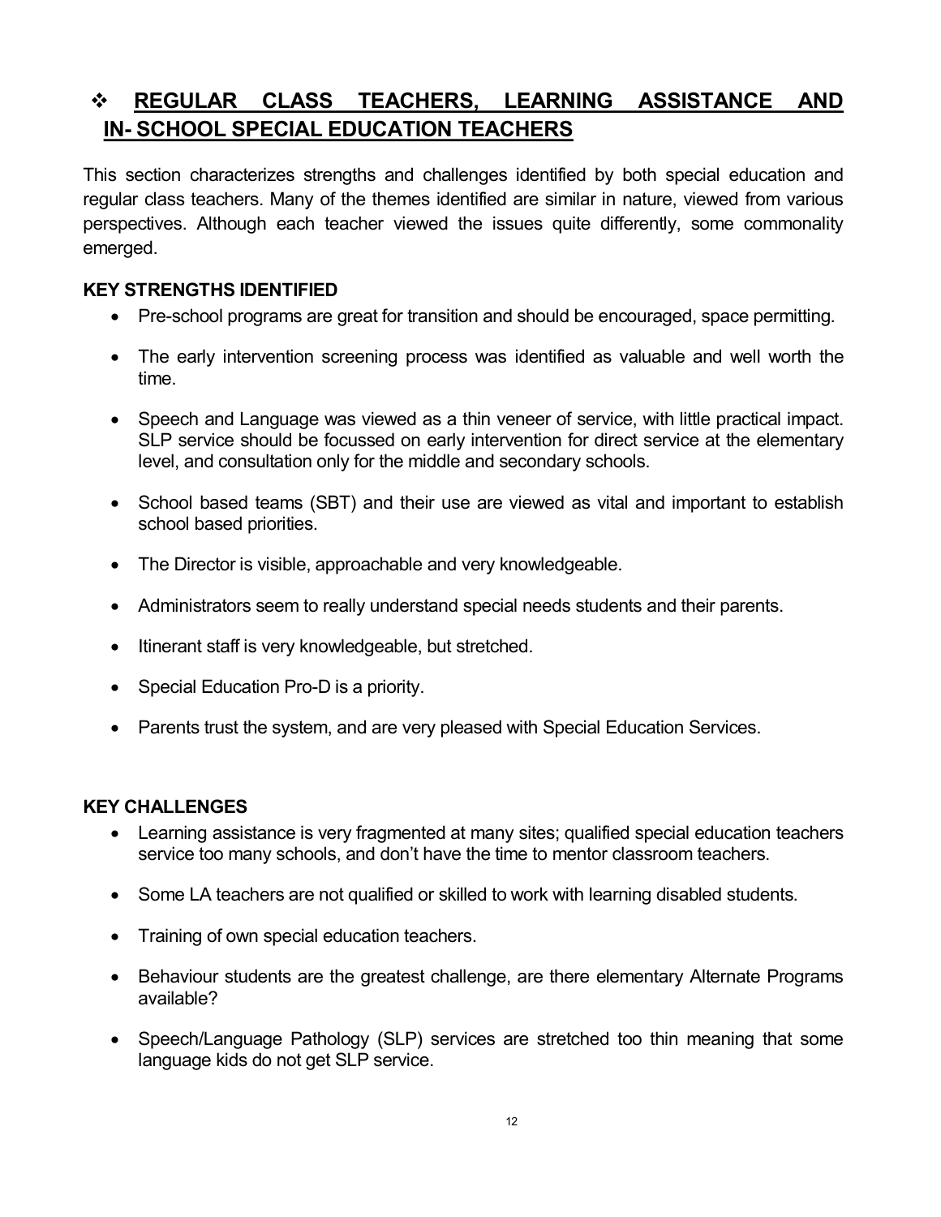## ❖ REGULAR CLASS TEACHERS, LEARNING ASSISTANCE AND IN- SCHOOL SPECIAL EDUCATION TEACHERS

This section characterizes strengths and challenges identified by both special education and regular class teachers. Many of the themes identified are similar in nature, viewed from various perspectives. Although each teacher viewed the issues quite differently, some commonality emerged.

### KEY STRENGTHS IDENTIFIED

- Pre-school programs are great for transition and should be encouraged, space permitting.
- The early intervention screening process was identified as valuable and well worth the time.
- Speech and Language was viewed as a thin veneer of service, with little practical impact. SLP service should be focussed on early intervention for direct service at the elementary level, and consultation only for the middle and secondary schools.
- School based teams (SBT) and their use are viewed as vital and important to establish school based priorities.
- The Director is visible, approachable and very knowledgeable.
- Administrators seem to really understand special needs students and their parents.
- Itinerant staff is very knowledgeable, but stretched.
- Special Education Pro-D is a priority.
- Parents trust the system, and are very pleased with Special Education Services.

### KEY CHALLENGES

- Learning assistance is very fragmented at many sites; qualified special education teachers service too many schools, and don't have the time to mentor classroom teachers.
- Some LA teachers are not qualified or skilled to work with learning disabled students.
- Training of own special education teachers.
- Behaviour students are the greatest challenge, are there elementary Alternate Programs available?
- Speech/Language Pathology (SLP) services are stretched too thin meaning that some language kids do not get SLP service.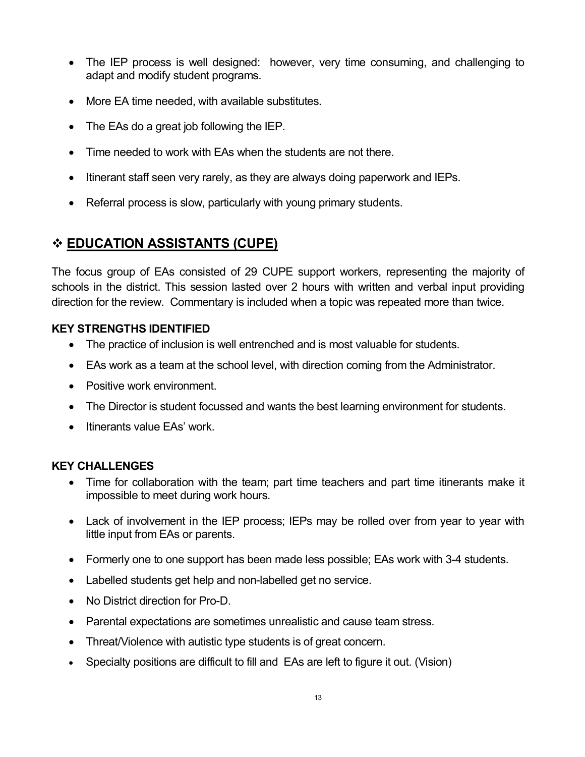- The IEP process is well designed: however, very time consuming, and challenging to adapt and modify student programs.
- More EA time needed, with available substitutes.
- The EAs do a great job following the IEP.
- Time needed to work with EAs when the students are not there.
- Itinerant staff seen very rarely, as they are always doing paperwork and IEPs.
- Referral process is slow, particularly with young primary students.

## ❖ <u>EDUCATION ASSISTANTS (CUPE)</u>

The focus group of EAs consisted of 29 CUPE support workers, representing the majority of schools in the district. This session lasted over 2 hours with written and verbal input providing direction for the review. Commentary is included when a topic was repeated more than twice.

**KEY STRENGTHS IDENTIFIED**

- The practice of inclusion is well entrenched and is most valuable for students.
- EAs work as a team at the school level, with direction coming from the Administrator.
- Positive work environment.
- The Director is student focussed and wants the best learning environment for students.
- Itinerants value EAs' work.

**KEY CHALLENGES**

- Time for collaboration with the team; part time teachers and part time itinerants make it impossible to meet during work hours.
- Lack of involvement in the IEP process; IEPs may be rolled over from year to year with little input from EAs or parents.
- Formerly one to one support has been made less possible; EAs work with 3-4 students.
- Labelled students get help and non-labelled get no service.
- No District direction for Pro-D.
- Parental expectations are sometimes unrealistic and cause team stress.
- Threat/Violence with autistic type students is of great concern.
- Specialty positions are difficult to fill and EAs are left to figure it out. (Vision)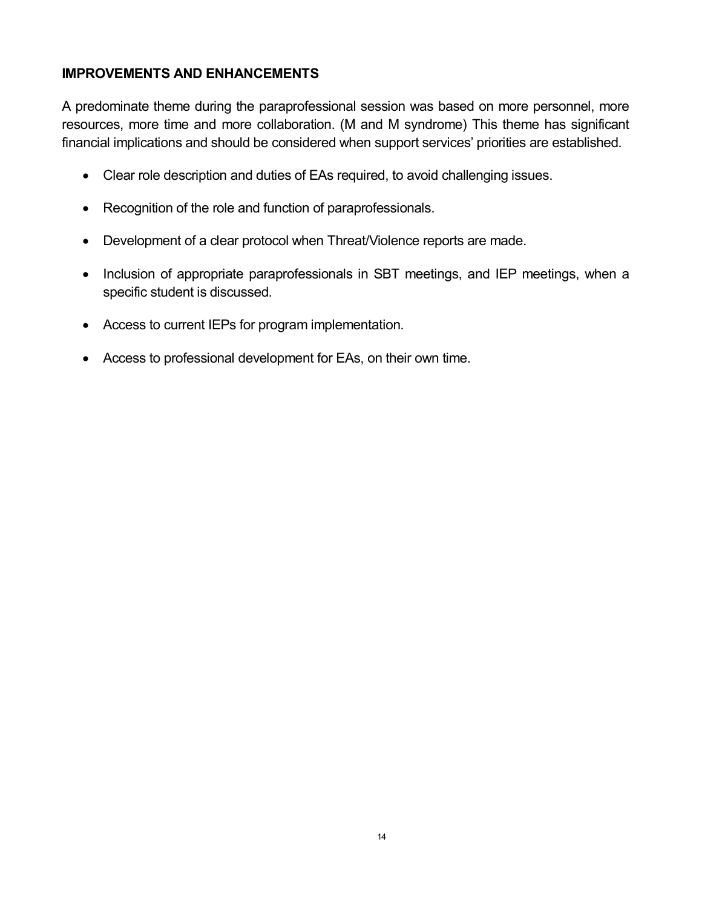**IMPROVEMENTS AND ENHANCEMENTS**

A predominate theme during the paraprofessional session was based on more personnel, more resources, more time and more collaboration. (M and M syndrome) This theme has significant financial implications and should be considered when support services' priorities are established.

- Clear role description and duties of EAs required, to avoid challenging issues.
- Recognition of the role and function of paraprofessionals.
- Development of a clear protocol when Threat/Violence reports are made.
- Inclusion of appropriate paraprofessionals in SBT meetings, and IEP meetings, when a specific student is discussed.
- Access to current IEPs for program implementation.
- Access to professional development for EAs, on their own time.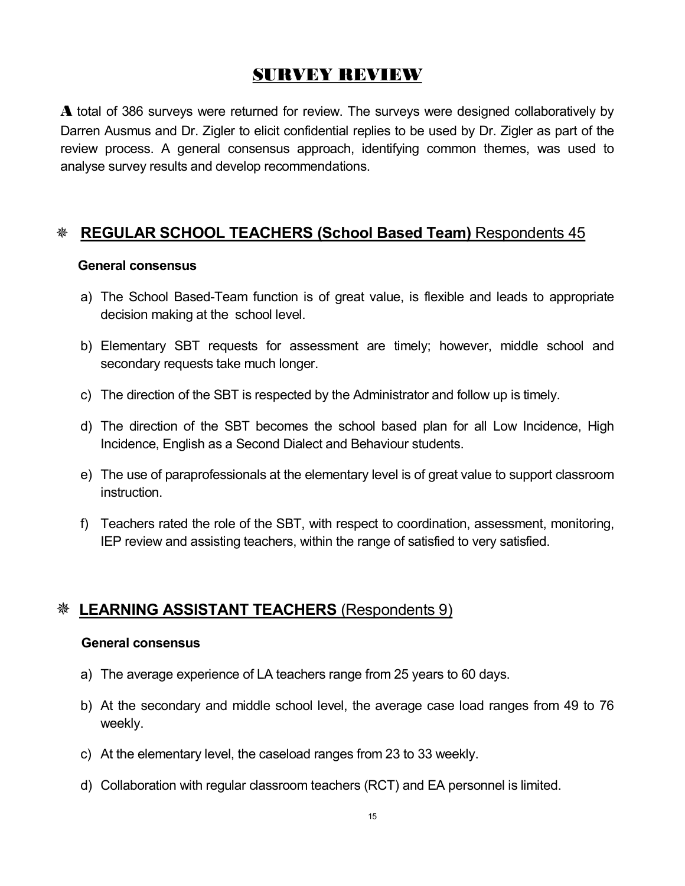# SURVEY REVIEW

**A** total of 386 surveys were returned for review. The surveys were designed collaboratively by Darren Ausmus and Dr. Zigler to elicit confidential replies to be used by Dr. Zigler as part of the review process. A general consensus approach, identifying common themes, was used to analyse survey results and develop recommendations.

## ❋ REGULAR SCHOOL TEACHERS (School Based Team) Respondents 45

**General consensus**

a) The School Based-Team function is of great value, is flexible and leads to appropriate decision making at the school level.

b) Elementary SBT requests for assessment are timely; however, middle school and secondary requests take much longer.

c) The direction of the SBT is respected by the Administrator and follow up is timely.

d) The direction of the SBT becomes the school based plan for all Low Incidence, High Incidence, English as a Second Dialect and Behaviour students.

e) The use of paraprofessionals at the elementary level is of great value to support classroom instruction.

f) Teachers rated the role of the SBT, with respect to coordination, assessment, monitoring, IEP review and assisting teachers, within the range of satisfied to very satisfied.

## ❋ LEARNING ASSISTANT TEACHERS (Respondents 9)

**General consensus**

a) The average experience of LA teachers range from 25 years to 60 days.

b) At the secondary and middle school level, the average case load ranges from 49 to 76 weekly.

c) At the elementary level, the caseload ranges from 23 to 33 weekly.

d) Collaboration with regular classroom teachers (RCT) and EA personnel is limited.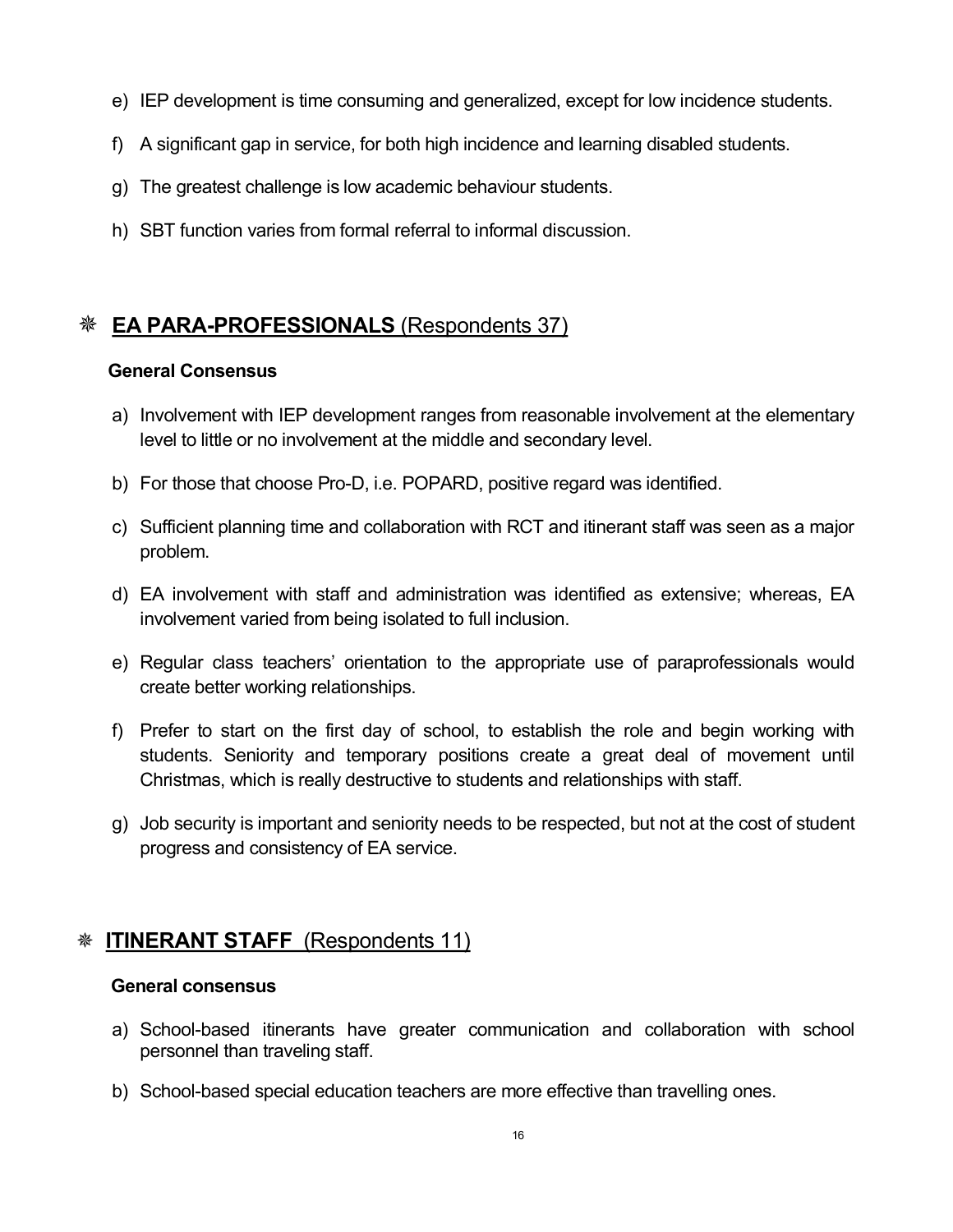e) IEP development is time consuming and generalized, except for low incidence students.

f) A significant gap in service, for both high incidence and learning disabled students.

g) The greatest challenge is low academic behaviour students.

h) SBT function varies from formal referral to informal discussion.

## ❋ EA PARA-PROFESSIONALS (Respondents 37)

**General Consensus**

a) Involvement with IEP development ranges from reasonable involvement at the elementary level to little or no involvement at the middle and secondary level.

b) For those that choose Pro-D, i.e. POPARD, positive regard was identified.

c) Sufficient planning time and collaboration with RCT and itinerant staff was seen as a major problem.

d) EA involvement with staff and administration was identified as extensive; whereas, EA involvement varied from being isolated to full inclusion.

e) Regular class teachers' orientation to the appropriate use of paraprofessionals would create better working relationships.

f) Prefer to start on the first day of school, to establish the role and begin working with students. Seniority and temporary positions create a great deal of movement until Christmas, which is really destructive to students and relationships with staff.

g) Job security is important and seniority needs to be respected, but not at the cost of student progress and consistency of EA service.

## ❋ ITINERANT STAFF (Respondents 11)

**General consensus**

a) School-based itinerants have greater communication and collaboration with school personnel than traveling staff.

b) School-based special education teachers are more effective than travelling ones.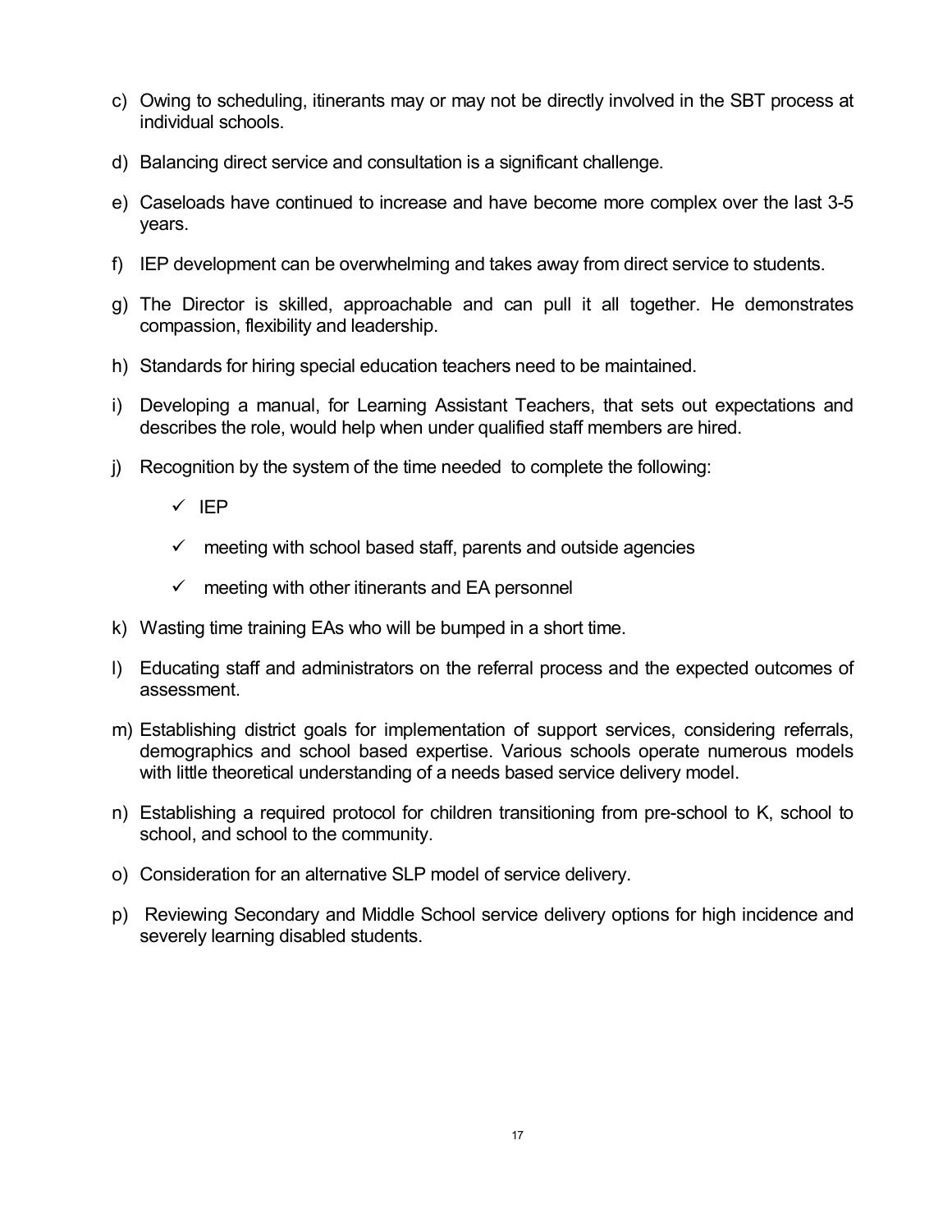c) Owing to scheduling, itinerants may or may not be directly involved in the SBT process at individual schools.

d) Balancing direct service and consultation is a significant challenge.

e) Caseloads have continued to increase and have become more complex over the last 3-5 years.

f) IEP development can be overwhelming and takes away from direct service to students.

g) The Director is skilled, approachable and can pull it all together. He demonstrates compassion, flexibility and leadership.

h) Standards for hiring special education teachers need to be maintained.

i) Developing a manual, for Learning Assistant Teachers, that sets out expectations and describes the role, would help when under qualified staff members are hired.

j) Recognition by the system of the time needed to complete the following:

   - ✓ IEP
   - ✓ meeting with school based staff, parents and outside agencies
   - ✓ meeting with other itinerants and EA personnel

k) Wasting time training EAs who will be bumped in a short time.

l) Educating staff and administrators on the referral process and the expected outcomes of assessment.

m) Establishing district goals for implementation of support services, considering referrals, demographics and school based expertise. Various schools operate numerous models with little theoretical understanding of a needs based service delivery model.

n) Establishing a required protocol for children transitioning from pre-school to K, school to school, and school to the community.

o) Consideration for an alternative SLP model of service delivery.

p) Reviewing Secondary and Middle School service delivery options for high incidence and severely learning disabled students.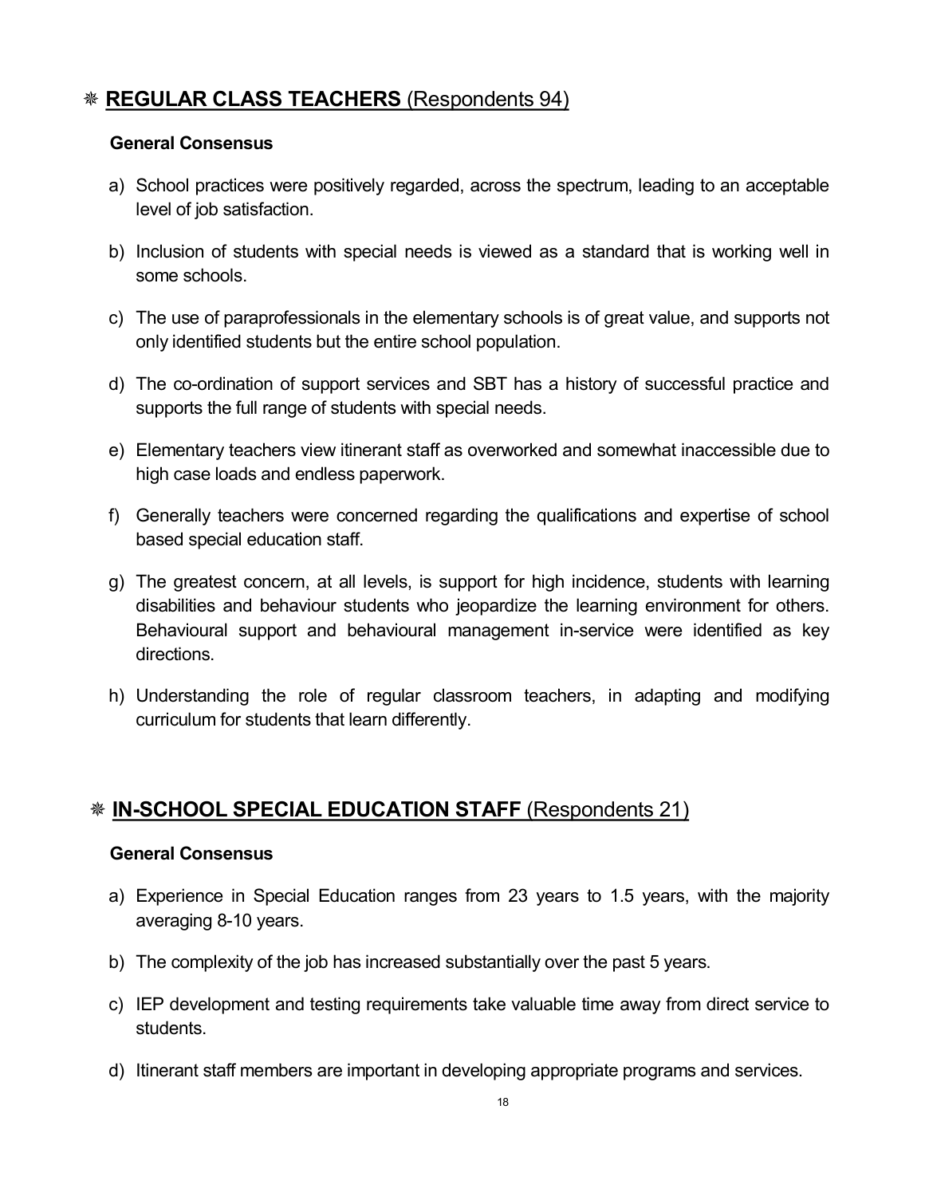## ❋ **REGULAR CLASS TEACHERS** (Respondents 94)

**General Consensus**

a) School practices were positively regarded, across the spectrum, leading to an acceptable level of job satisfaction.

b) Inclusion of students with special needs is viewed as a standard that is working well in some schools.

c) The use of paraprofessionals in the elementary schools is of great value, and supports not only identified students but the entire school population.

d) The co-ordination of support services and SBT has a history of successful practice and supports the full range of students with special needs.

e) Elementary teachers view itinerant staff as overworked and somewhat inaccessible due to high case loads and endless paperwork.

f) Generally teachers were concerned regarding the qualifications and expertise of school based special education staff.

g) The greatest concern, at all levels, is support for high incidence, students with learning disabilities and behaviour students who jeopardize the learning environment for others. Behavioural support and behavioural management in-service were identified as key directions.

h) Understanding the role of regular classroom teachers, in adapting and modifying curriculum for students that learn differently.

## ❋ **IN-SCHOOL SPECIAL EDUCATION STAFF** (Respondents 21)

**General Consensus**

a) Experience in Special Education ranges from 23 years to 1.5 years, with the majority averaging 8-10 years.

b) The complexity of the job has increased substantially over the past 5 years.

c) IEP development and testing requirements take valuable time away from direct service to students.

d) Itinerant staff members are important in developing appropriate programs and services.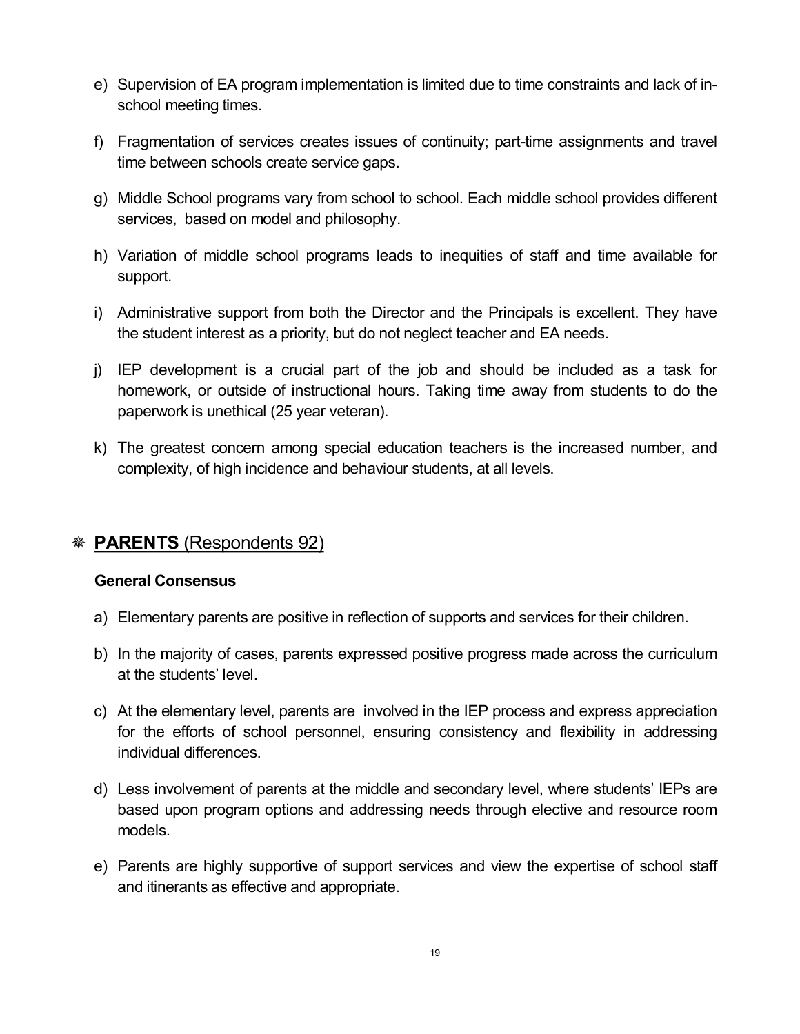e) Supervision of EA program implementation is limited due to time constraints and lack of in-school meeting times.

f) Fragmentation of services creates issues of continuity; part-time assignments and travel time between schools create service gaps.

g) Middle School programs vary from school to school. Each middle school provides different services, based on model and philosophy.

h) Variation of middle school programs leads to inequities of staff and time available for support.

i) Administrative support from both the Director and the Principals is excellent. They have the student interest as a priority, but do not neglect teacher and EA needs.

j) IEP development is a crucial part of the job and should be included as a task for homework, or outside of instructional hours. Taking time away from students to do the paperwork is unethical (25 year veteran).

k) The greatest concern among special education teachers is the increased number, and complexity, of high incidence and behaviour students, at all levels.

## ❋ **PARENTS** (Respondents 92)

**General Consensus**

a) Elementary parents are positive in reflection of supports and services for their children.

b) In the majority of cases, parents expressed positive progress made across the curriculum at the students' level.

c) At the elementary level, parents are involved in the IEP process and express appreciation for the efforts of school personnel, ensuring consistency and flexibility in addressing individual differences.

d) Less involvement of parents at the middle and secondary level, where students' IEPs are based upon program options and addressing needs through elective and resource room models.

e) Parents are highly supportive of support services and view the expertise of school staff and itinerants as effective and appropriate.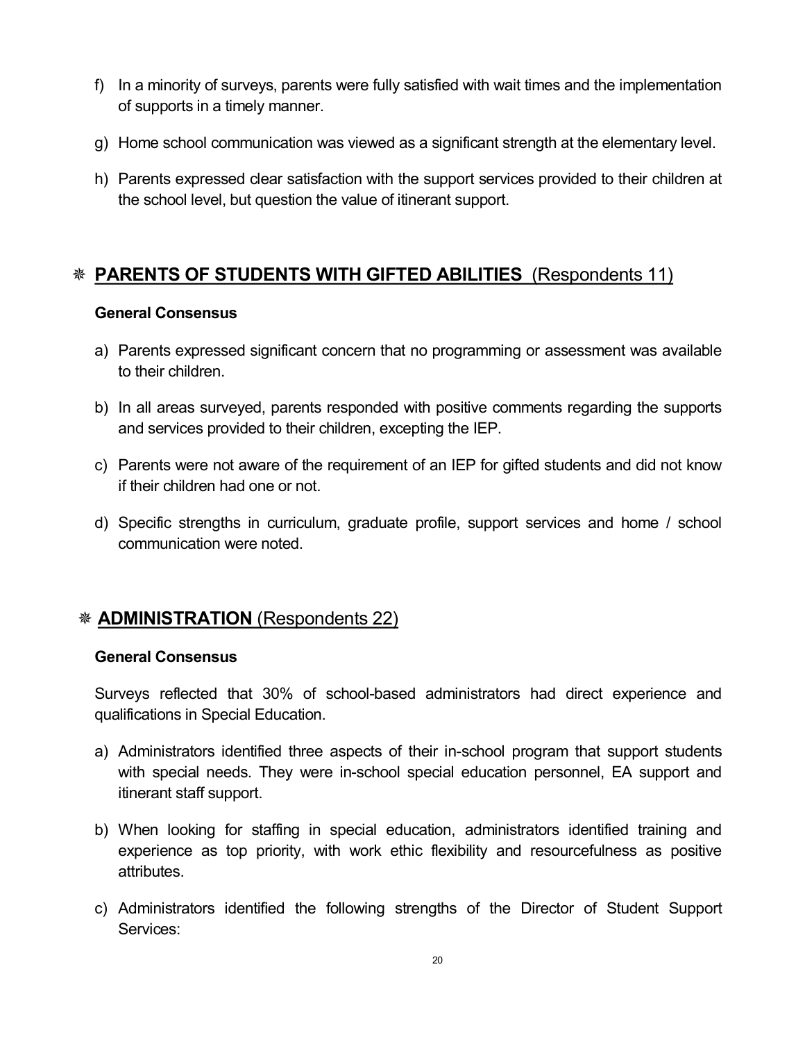f) In a minority of surveys, parents were fully satisfied with wait times and the implementation of supports in a timely manner.

g) Home school communication was viewed as a significant strength at the elementary level.

h) Parents expressed clear satisfaction with the support services provided to their children at the school level, but question the value of itinerant support.

## ❋ PARENTS OF STUDENTS WITH GIFTED ABILITIES (Respondents 11)

**General Consensus**

a) Parents expressed significant concern that no programming or assessment was available to their children.

b) In all areas surveyed, parents responded with positive comments regarding the supports and services provided to their children, excepting the IEP.

c) Parents were not aware of the requirement of an IEP for gifted students and did not know if their children had one or not.

d) Specific strengths in curriculum, graduate profile, support services and home / school communication were noted.

## ❋ ADMINISTRATION (Respondents 22)

**General Consensus**

Surveys reflected that 30% of school-based administrators had direct experience and qualifications in Special Education.

a) Administrators identified three aspects of their in-school program that support students with special needs. They were in-school special education personnel, EA support and itinerant staff support.

b) When looking for staffing in special education, administrators identified training and experience as top priority, with work ethic flexibility and resourcefulness as positive attributes.

c) Administrators identified the following strengths of the Director of Student Support Services: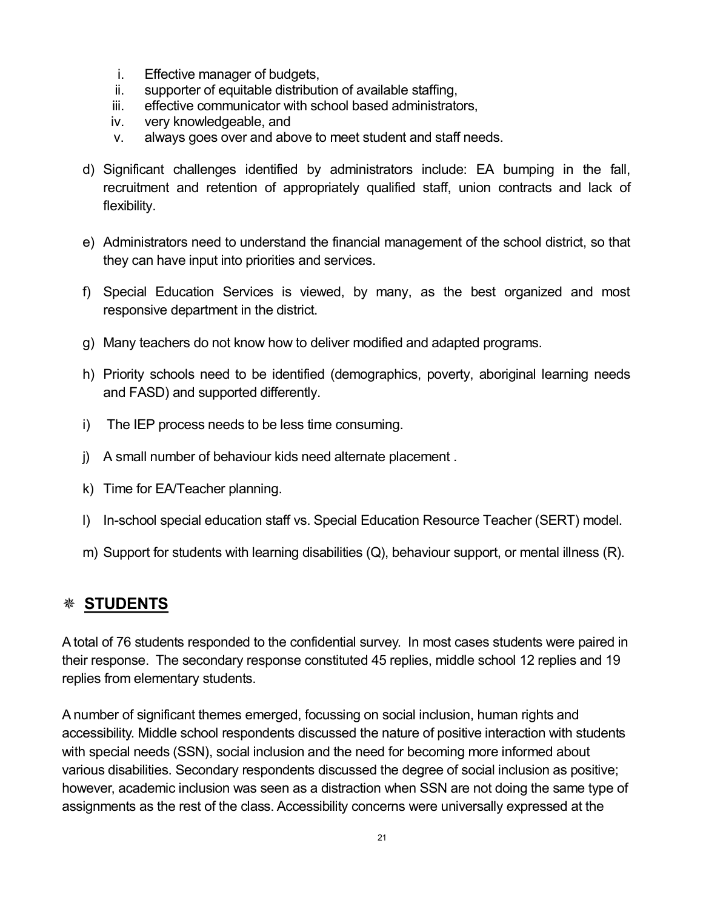i. Effective manager of budgets,
ii. supporter of equitable distribution of available staffing,
iii. effective communicator with school based administrators,
iv. very knowledgeable, and
v. always goes over and above to meet student and staff needs.

d) Significant challenges identified by administrators include: EA bumping in the fall, recruitment and retention of appropriately qualified staff, union contracts and lack of flexibility.

e) Administrators need to understand the financial management of the school district, so that they can have input into priorities and services.

f) Special Education Services is viewed, by many, as the best organized and most responsive department in the district.

g) Many teachers do not know how to deliver modified and adapted programs.

h) Priority schools need to be identified (demographics, poverty, aboriginal learning needs and FASD) and supported differently.

i) The IEP process needs to be less time consuming.

j) A small number of behaviour kids need alternate placement .

k) Time for EA/Teacher planning.

l) In-school special education staff vs. Special Education Resource Teacher (SERT) model.

m) Support for students with learning disabilities (Q), behaviour support, or mental illness (R).

## ❋ **STUDENTS**

A total of 76 students responded to the confidential survey. In most cases students were paired in their response. The secondary response constituted 45 replies, middle school 12 replies and 19 replies from elementary students.

A number of significant themes emerged, focussing on social inclusion, human rights and accessibility. Middle school respondents discussed the nature of positive interaction with students with special needs (SSN), social inclusion and the need for becoming more informed about various disabilities. Secondary respondents discussed the degree of social inclusion as positive; however, academic inclusion was seen as a distraction when SSN are not doing the same type of assignments as the rest of the class. Accessibility concerns were universally expressed at the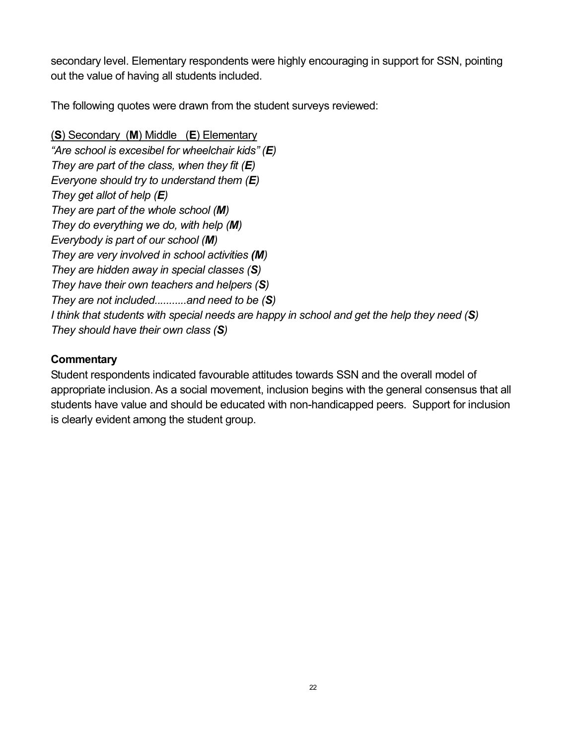secondary level. Elementary respondents were highly encouraging in support for SSN, pointing out the value of having all students included.

The following quotes were drawn from the student surveys reviewed:

(**S**) Secondary (**M**) Middle (**E**) Elementary

*"Are school is excesibel for wheelchair kids" (**E**)*
*They are part of the class, when they fit (**E**)*
*Everyone should try to understand them (**E**)*
*They get allot of help (**E**)*
*They are part of the whole school (**M**)*
*They do everything we do, with help (**M**)*
*Everybody is part of our school (**M**)*
*They are very involved in school activities (**M**)*
*They are hidden away in special classes (**S**)*
*They have their own teachers and helpers (**S**)*
*They are not included..........and need to be (**S**)*
*I think that students with special needs are happy in school and get the help they need (**S**)*
*They should have their own class (**S**)*

**Commentary**

Student respondents indicated favourable attitudes towards SSN and the overall model of appropriate inclusion. As a social movement, inclusion begins with the general consensus that all students have value and should be educated with non-handicapped peers. Support for inclusion is clearly evident among the student group.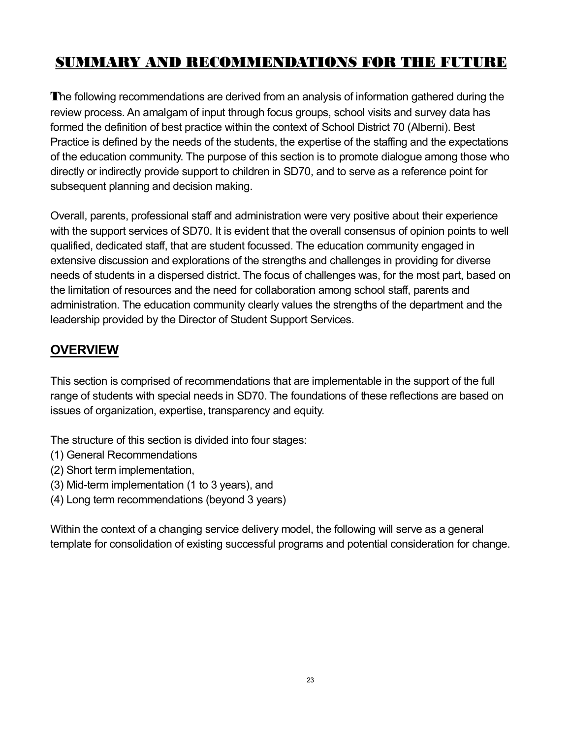# SUMMARY AND RECOMMENDATIONS FOR THE FUTURE

The following recommendations are derived from an analysis of information gathered during the review process. An amalgam of input through focus groups, school visits and survey data has formed the definition of best practice within the context of School District 70 (Alberni). Best Practice is defined by the needs of the students, the expertise of the staffing and the expectations of the education community. The purpose of this section is to promote dialogue among those who directly or indirectly provide support to children in SD70, and to serve as a reference point for subsequent planning and decision making.

Overall, parents, professional staff and administration were very positive about their experience with the support services of SD70. It is evident that the overall consensus of opinion points to well qualified, dedicated staff, that are student focussed. The education community engaged in extensive discussion and explorations of the strengths and challenges in providing for diverse needs of students in a dispersed district. The focus of challenges was, for the most part, based on the limitation of resources and the need for collaboration among school staff, parents and administration. The education community clearly values the strengths of the department and the leadership provided by the Director of Student Support Services.

## OVERVIEW

This section is comprised of recommendations that are implementable in the support of the full range of students with special needs in SD70. The foundations of these reflections are based on issues of organization, expertise, transparency and equity.

The structure of this section is divided into four stages:

(1) General Recommendations
(2) Short term implementation,
(3) Mid-term implementation (1 to 3 years), and
(4) Long term recommendations (beyond 3 years)

Within the context of a changing service delivery model, the following will serve as a general template for consolidation of existing successful programs and potential consideration for change.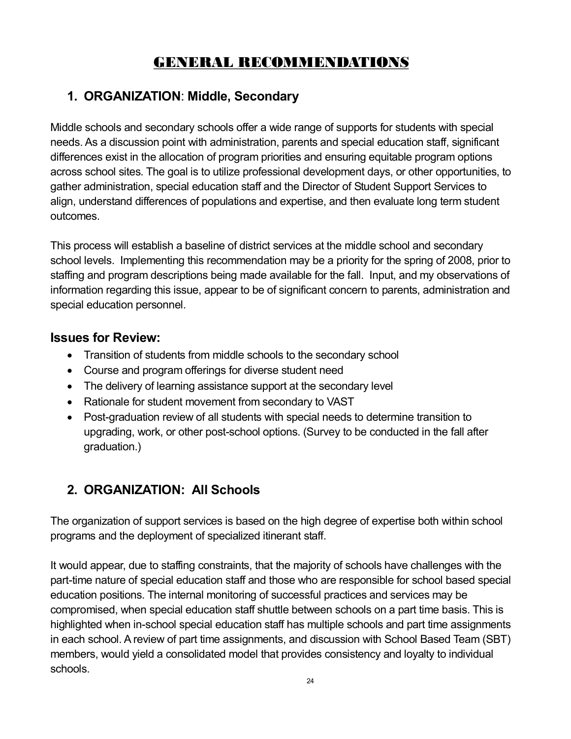# GENERAL RECOMMENDATIONS

## 1. ORGANIZATION: Middle, Secondary

Middle schools and secondary schools offer a wide range of supports for students with special needs. As a discussion point with administration, parents and special education staff, significant differences exist in the allocation of program priorities and ensuring equitable program options across school sites. The goal is to utilize professional development days, or other opportunities, to gather administration, special education staff and the Director of Student Support Services to align, understand differences of populations and expertise, and then evaluate long term student outcomes.

This process will establish a baseline of district services at the middle school and secondary school levels. Implementing this recommendation may be a priority for the spring of 2008, prior to staffing and program descriptions being made available for the fall. Input, and my observations of information regarding this issue, appear to be of significant concern to parents, administration and special education personnel.

### Issues for Review:

- Transition of students from middle schools to the secondary school
- Course and program offerings for diverse student need
- The delivery of learning assistance support at the secondary level
- Rationale for student movement from secondary to VAST
- Post-graduation review of all students with special needs to determine transition to upgrading, work, or other post-school options. (Survey to be conducted in the fall after graduation.)

## 2. ORGANIZATION: All Schools

The organization of support services is based on the high degree of expertise both within school programs and the deployment of specialized itinerant staff.

It would appear, due to staffing constraints, that the majority of schools have challenges with the part-time nature of special education staff and those who are responsible for school based special education positions. The internal monitoring of successful practices and services may be compromised, when special education staff shuttle between schools on a part time basis. This is highlighted when in-school special education staff has multiple schools and part time assignments in each school. A review of part time assignments, and discussion with School Based Team (SBT) members, would yield a consolidated model that provides consistency and loyalty to individual schools.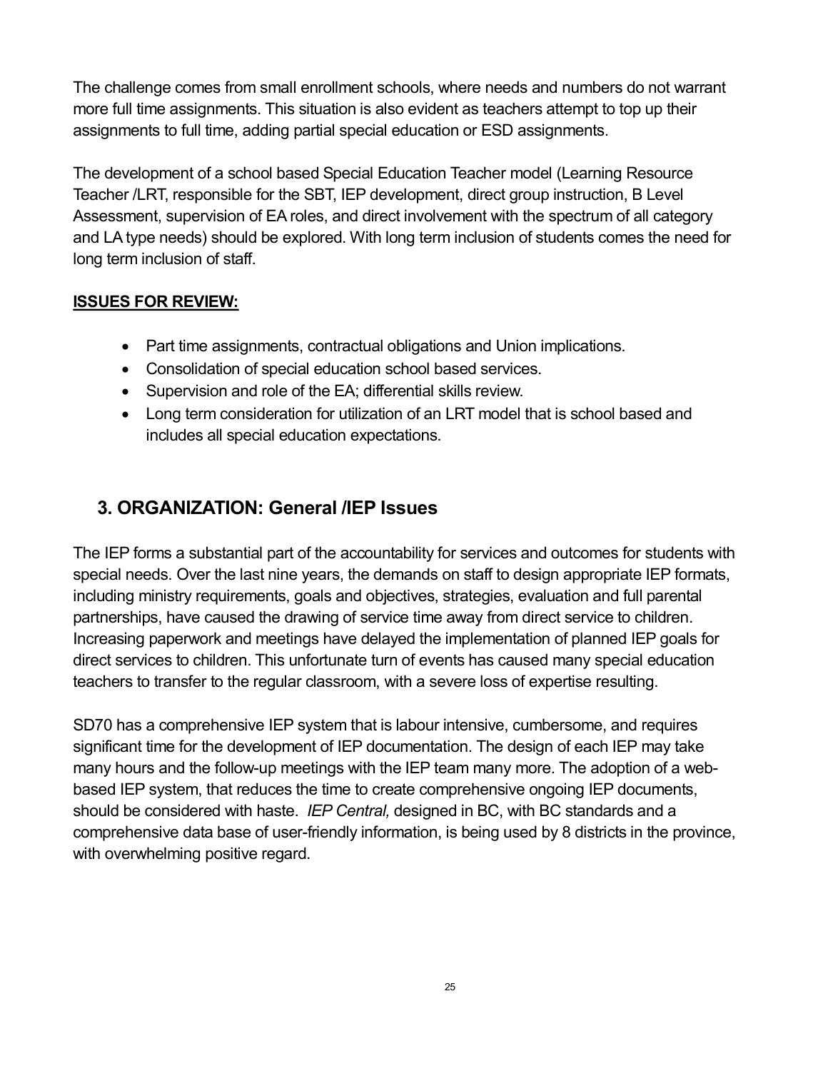The challenge comes from small enrollment schools, where needs and numbers do not warrant more full time assignments. This situation is also evident as teachers attempt to top up their assignments to full time, adding partial special education or ESD assignments.

The development of a school based Special Education Teacher model (Learning Resource Teacher /LRT, responsible for the SBT, IEP development, direct group instruction, B Level Assessment, supervision of EA roles, and direct involvement with the spectrum of all category and LA type needs) should be explored. With long term inclusion of students comes the need for long term inclusion of staff.

**ISSUES FOR REVIEW:**

- Part time assignments, contractual obligations and Union implications.
- Consolidation of special education school based services.
- Supervision and role of the EA; differential skills review.
- Long term consideration for utilization of an LRT model that is school based and includes all special education expectations.

## 3. ORGANIZATION: General /IEP Issues

The IEP forms a substantial part of the accountability for services and outcomes for students with special needs. Over the last nine years, the demands on staff to design appropriate IEP formats, including ministry requirements, goals and objectives, strategies, evaluation and full parental partnerships, have caused the drawing of service time away from direct service to children. Increasing paperwork and meetings have delayed the implementation of planned IEP goals for direct services to children. This unfortunate turn of events has caused many special education teachers to transfer to the regular classroom, with a severe loss of expertise resulting.

SD70 has a comprehensive IEP system that is labour intensive, cumbersome, and requires significant time for the development of IEP documentation. The design of each IEP may take many hours and the follow-up meetings with the IEP team many more. The adoption of a web-based IEP system, that reduces the time to create comprehensive ongoing IEP documents, should be considered with haste. *IEP Central,* designed in BC, with BC standards and a comprehensive data base of user-friendly information, is being used by 8 districts in the province, with overwhelming positive regard.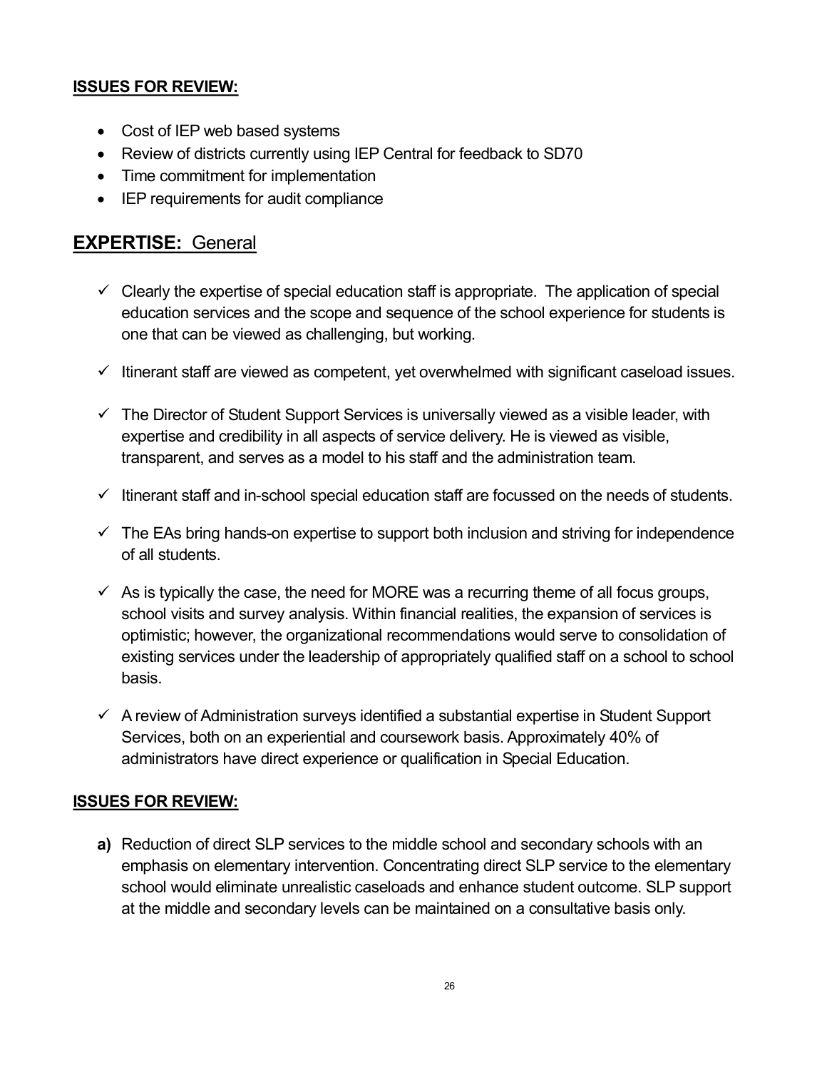**ISSUES FOR REVIEW:**

- Cost of IEP web based systems
- Review of districts currently using IEP Central for feedback to SD70
- Time commitment for implementation
- IEP requirements for audit compliance

## **EXPERTISE:** General

- ✓ Clearly the expertise of special education staff is appropriate. The application of special education services and the scope and sequence of the school experience for students is one that can be viewed as challenging, but working.
- ✓ Itinerant staff are viewed as competent, yet overwhelmed with significant caseload issues.
- ✓ The Director of Student Support Services is universally viewed as a visible leader, with expertise and credibility in all aspects of service delivery. He is viewed as visible, transparent, and serves as a model to his staff and the administration team.
- ✓ Itinerant staff and in-school special education staff are focussed on the needs of students.
- ✓ The EAs bring hands-on expertise to support both inclusion and striving for independence of all students.
- ✓ As is typically the case, the need for MORE was a recurring theme of all focus groups, school visits and survey analysis. Within financial realities, the expansion of services is optimistic; however, the organizational recommendations would serve to consolidation of existing services under the leadership of appropriately qualified staff on a school to school basis.
- ✓ A review of Administration surveys identified a substantial expertise in Student Support Services, both on an experiential and coursework basis. Approximately 40% of administrators have direct experience or qualification in Special Education.

**ISSUES FOR REVIEW:**

**a)** Reduction of direct SLP services to the middle school and secondary schools with an emphasis on elementary intervention. Concentrating direct SLP service to the elementary school would eliminate unrealistic caseloads and enhance student outcome. SLP support at the middle and secondary levels can be maintained on a consultative basis only.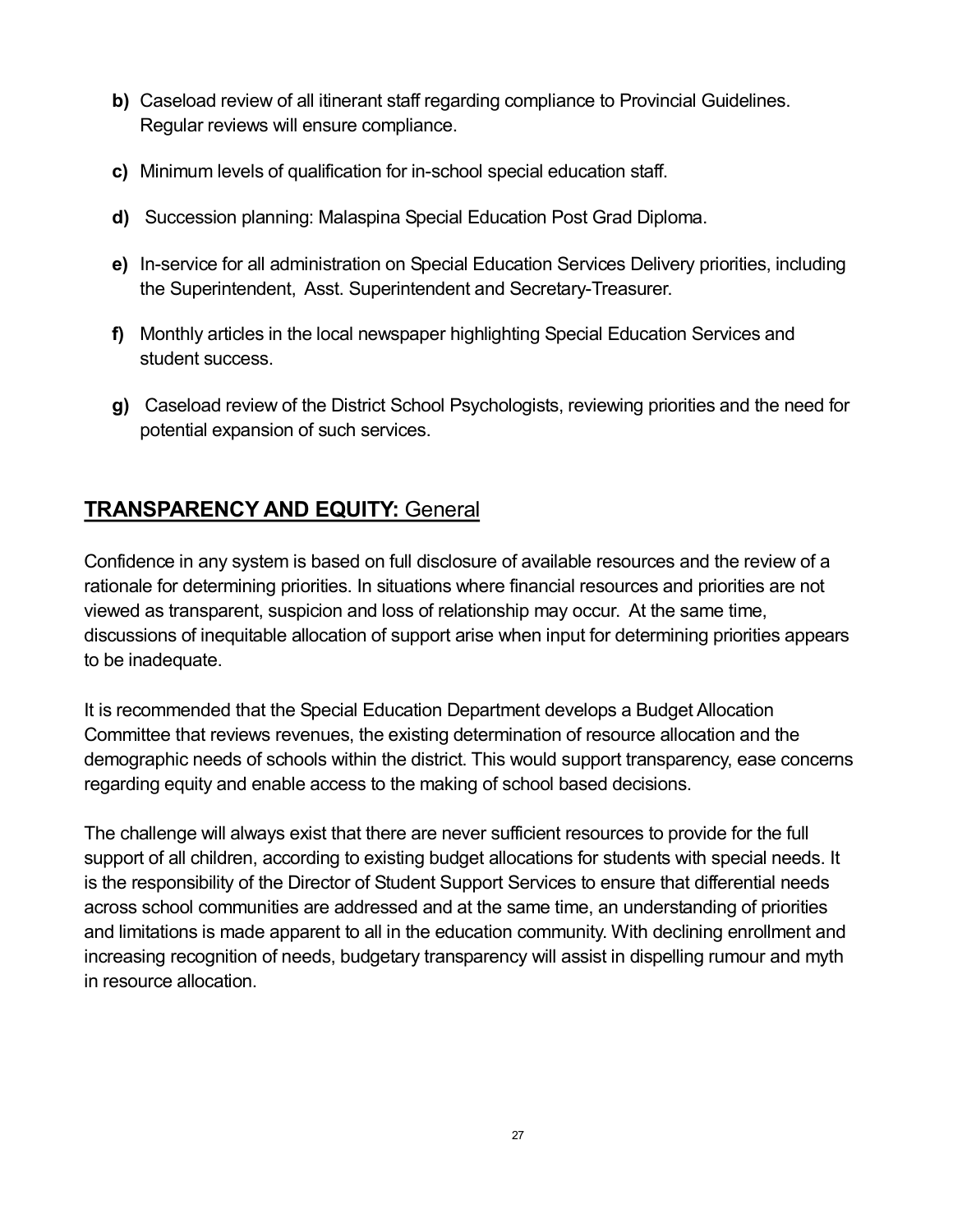**b)** Caseload review of all itinerant staff regarding compliance to Provincial Guidelines. Regular reviews will ensure compliance.

**c)** Minimum levels of qualification for in-school special education staff.

**d)** Succession planning: Malaspina Special Education Post Grad Diploma.

**e)** In-service for all administration on Special Education Services Delivery priorities, including the Superintendent, Asst. Superintendent and Secretary-Treasurer.

**f)** Monthly articles in the local newspaper highlighting Special Education Services and student success.

**g)** Caseload review of the District School Psychologists, reviewing priorities and the need for potential expansion of such services.

## **TRANSPARENCY AND EQUITY:** General

Confidence in any system is based on full disclosure of available resources and the review of a rationale for determining priorities. In situations where financial resources and priorities are not viewed as transparent, suspicion and loss of relationship may occur. At the same time, discussions of inequitable allocation of support arise when input for determining priorities appears to be inadequate.

It is recommended that the Special Education Department develops a Budget Allocation Committee that reviews revenues, the existing determination of resource allocation and the demographic needs of schools within the district. This would support transparency, ease concerns regarding equity and enable access to the making of school based decisions.

The challenge will always exist that there are never sufficient resources to provide for the full support of all children, according to existing budget allocations for students with special needs. It is the responsibility of the Director of Student Support Services to ensure that differential needs across school communities are addressed and at the same time, an understanding of priorities and limitations is made apparent to all in the education community. With declining enrollment and increasing recognition of needs, budgetary transparency will assist in dispelling rumour and myth in resource allocation.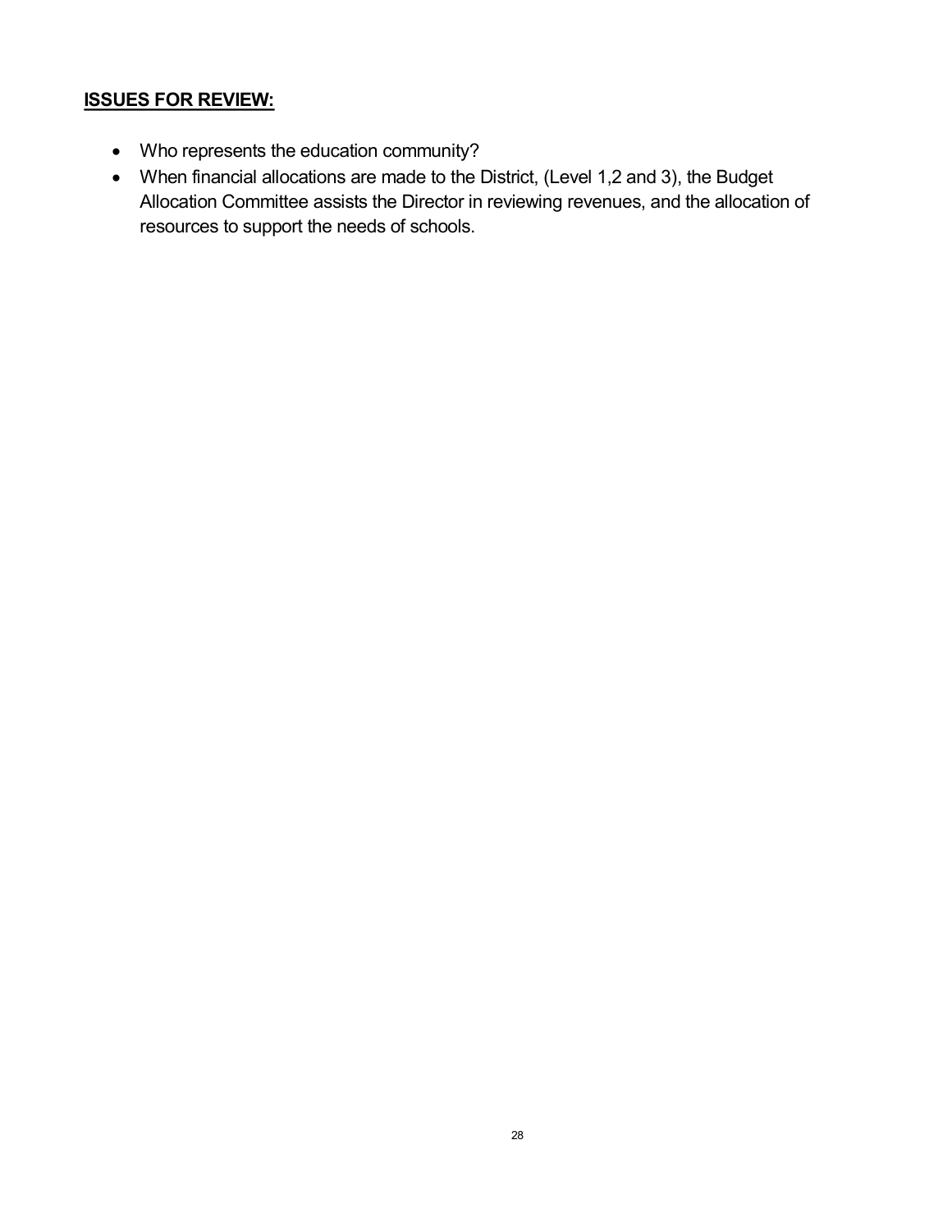**ISSUES FOR REVIEW:**

- Who represents the education community?
- When financial allocations are made to the District, (Level 1,2 and 3), the Budget Allocation Committee assists the Director in reviewing revenues, and the allocation of resources to support the needs of schools.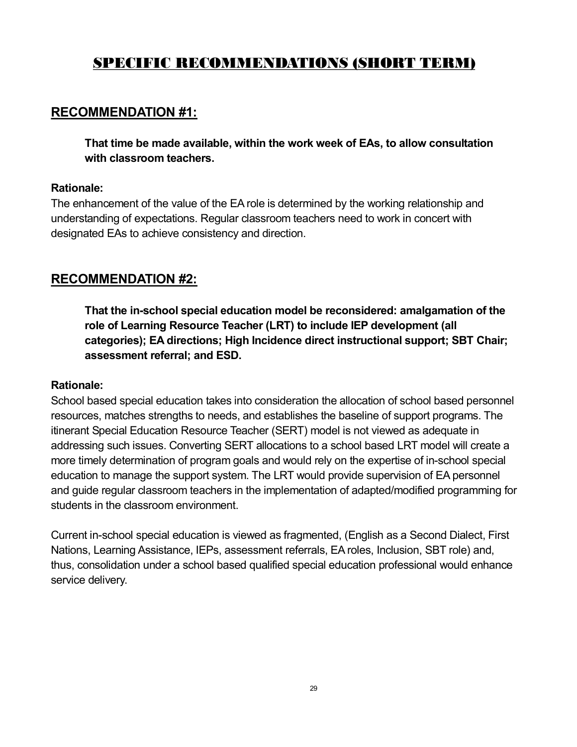# SPECIFIC RECOMMENDATIONS (SHORT TERM)

## RECOMMENDATION #1:

**That time be made available, within the work week of EAs, to allow consultation with classroom teachers.**

**Rationale:**
The enhancement of the value of the EA role is determined by the working relationship and understanding of expectations. Regular classroom teachers need to work in concert with designated EAs to achieve consistency and direction.

## RECOMMENDATION #2:

**That the in-school special education model be reconsidered: amalgamation of the role of Learning Resource Teacher (LRT) to include IEP development (all categories); EA directions; High Incidence direct instructional support; SBT Chair; assessment referral; and ESD.**

**Rationale:**
School based special education takes into consideration the allocation of school based personnel resources, matches strengths to needs, and establishes the baseline of support programs. The itinerant Special Education Resource Teacher (SERT) model is not viewed as adequate in addressing such issues. Converting SERT allocations to a school based LRT model will create a more timely determination of program goals and would rely on the expertise of in-school special education to manage the support system. The LRT would provide supervision of EA personnel and guide regular classroom teachers in the implementation of adapted/modified programming for students in the classroom environment.

Current in-school special education is viewed as fragmented, (English as a Second Dialect, First Nations, Learning Assistance, IEPs, assessment referrals, EA roles, Inclusion, SBT role) and, thus, consolidation under a school based qualified special education professional would enhance service delivery.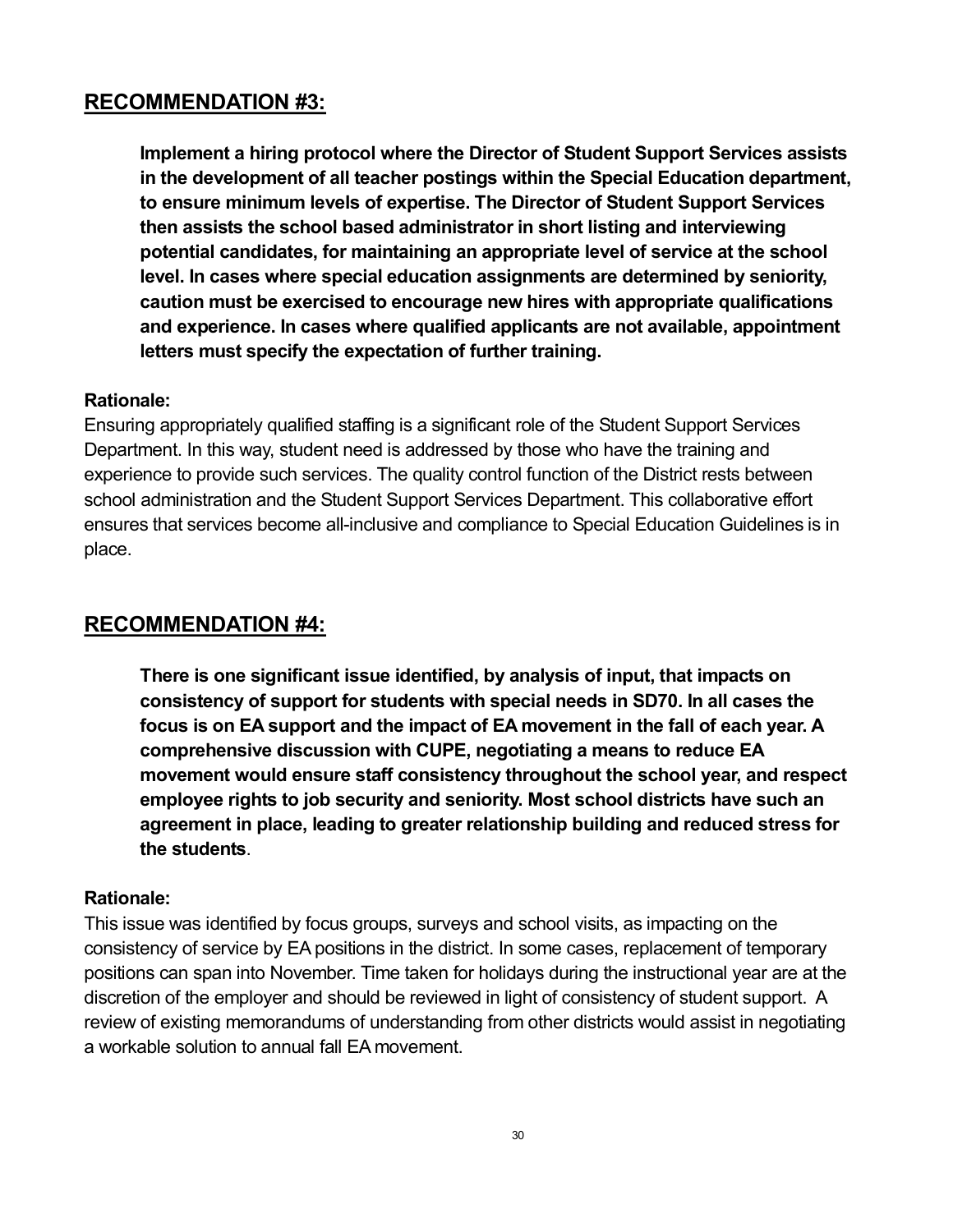## RECOMMENDATION #3:

**Implement a hiring protocol where the Director of Student Support Services assists in the development of all teacher postings within the Special Education department, to ensure minimum levels of expertise. The Director of Student Support Services then assists the school based administrator in short listing and interviewing potential candidates, for maintaining an appropriate level of service at the school level. In cases where special education assignments are determined by seniority, caution must be exercised to encourage new hires with appropriate qualifications and experience. In cases where qualified applicants are not available, appointment letters must specify the expectation of further training.**

**Rationale:**

Ensuring appropriately qualified staffing is a significant role of the Student Support Services Department. In this way, student need is addressed by those who have the training and experience to provide such services. The quality control function of the District rests between school administration and the Student Support Services Department. This collaborative effort ensures that services become all-inclusive and compliance to Special Education Guidelines is in place.

## RECOMMENDATION #4:

**There is one significant issue identified, by analysis of input, that impacts on consistency of support for students with special needs in SD70. In all cases the focus is on EA support and the impact of EA movement in the fall of each year. A comprehensive discussion with CUPE, negotiating a means to reduce EA movement would ensure staff consistency throughout the school year, and respect employee rights to job security and seniority. Most school districts have such an agreement in place, leading to greater relationship building and reduced stress for the students**.

**Rationale:**

This issue was identified by focus groups, surveys and school visits, as impacting on the consistency of service by EA positions in the district. In some cases, replacement of temporary positions can span into November. Time taken for holidays during the instructional year are at the discretion of the employer and should be reviewed in light of consistency of student support. A review of existing memorandums of understanding from other districts would assist in negotiating a workable solution to annual fall EA movement.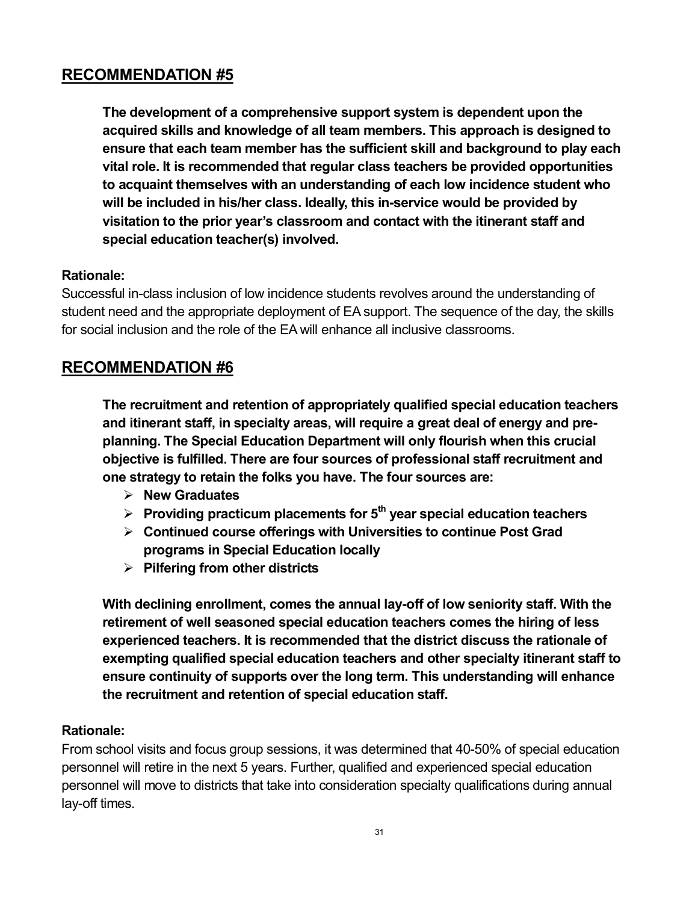## RECOMMENDATION #5

**The development of a comprehensive support system is dependent upon the acquired skills and knowledge of all team members. This approach is designed to ensure that each team member has the sufficient skill and background to play each vital role. It is recommended that regular class teachers be provided opportunities to acquaint themselves with an understanding of each low incidence student who will be included in his/her class. Ideally, this in-service would be provided by visitation to the prior year's classroom and contact with the itinerant staff and special education teacher(s) involved.**

**Rationale:**

Successful in-class inclusion of low incidence students revolves around the understanding of student need and the appropriate deployment of EA support. The sequence of the day, the skills for social inclusion and the role of the EA will enhance all inclusive classrooms.

## RECOMMENDATION #6

**The recruitment and retention of appropriately qualified special education teachers and itinerant staff, in specialty areas, will require a great deal of energy and pre-planning. The Special Education Department will only flourish when this crucial objective is fulfilled. There are four sources of professional staff recruitment and one strategy to retain the folks you have. The four sources are:**

- **New Graduates**
- **Providing practicum placements for 5th year special education teachers**
- **Continued course offerings with Universities to continue Post Grad programs in Special Education locally**
- **Pilfering from other districts**

**With declining enrollment, comes the annual lay-off of low seniority staff. With the retirement of well seasoned special education teachers comes the hiring of less experienced teachers. It is recommended that the district discuss the rationale of exempting qualified special education teachers and other specialty itinerant staff to ensure continuity of supports over the long term. This understanding will enhance the recruitment and retention of special education staff.**

**Rationale:**

From school visits and focus group sessions, it was determined that 40-50% of special education personnel will retire in the next 5 years. Further, qualified and experienced special education personnel will move to districts that take into consideration specialty qualifications during annual lay-off times.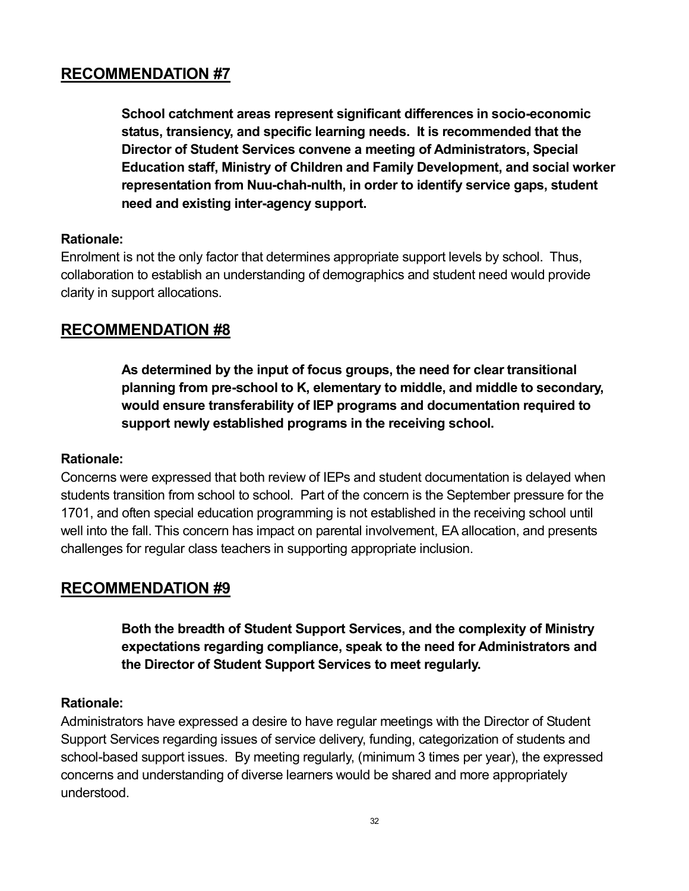## RECOMMENDATION #7

> **School catchment areas represent significant differences in socio-economic status, transiency, and specific learning needs. It is recommended that the Director of Student Services convene a meeting of Administrators, Special Education staff, Ministry of Children and Family Development, and social worker representation from Nuu-chah-nulth, in order to identify service gaps, student need and existing inter-agency support.**

**Rationale:**
Enrolment is not the only factor that determines appropriate support levels by school. Thus, collaboration to establish an understanding of demographics and student need would provide clarity in support allocations.

## RECOMMENDATION #8

> **As determined by the input of focus groups, the need for clear transitional planning from pre-school to K, elementary to middle, and middle to secondary, would ensure transferability of IEP programs and documentation required to support newly established programs in the receiving school.**

**Rationale:**
Concerns were expressed that both review of IEPs and student documentation is delayed when students transition from school to school. Part of the concern is the September pressure for the 1701, and often special education programming is not established in the receiving school until well into the fall. This concern has impact on parental involvement, EA allocation, and presents challenges for regular class teachers in supporting appropriate inclusion.

## RECOMMENDATION #9

> **Both the breadth of Student Support Services, and the complexity of Ministry expectations regarding compliance, speak to the need for Administrators and the Director of Student Support Services to meet regularly.**

**Rationale:**
Administrators have expressed a desire to have regular meetings with the Director of Student Support Services regarding issues of service delivery, funding, categorization of students and school-based support issues. By meeting regularly, (minimum 3 times per year), the expressed concerns and understanding of diverse learners would be shared and more appropriately understood.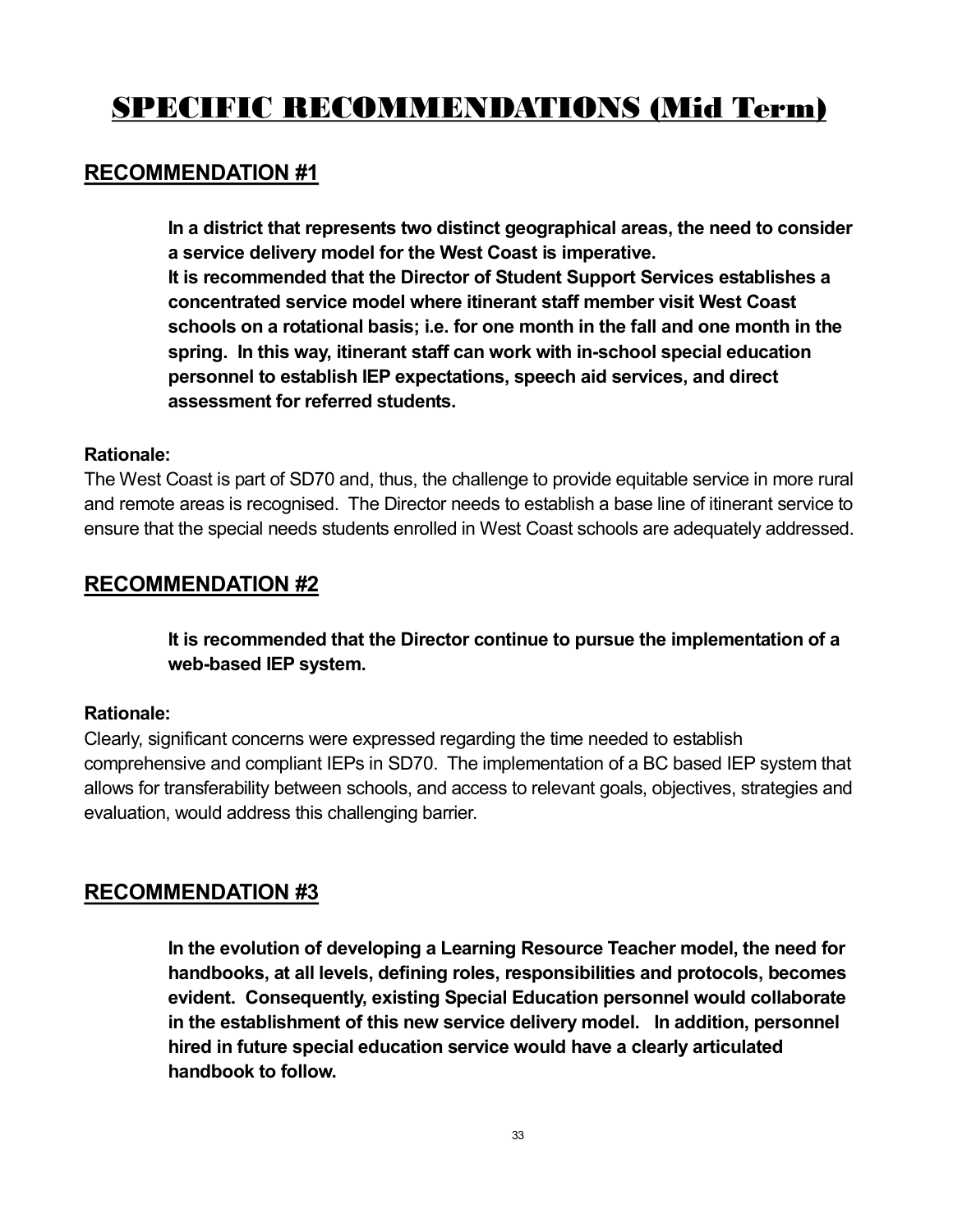# SPECIFIC RECOMMENDATIONS (Mid Term)

## RECOMMENDATION #1

**In a district that represents two distinct geographical areas, the need to consider a service delivery model for the West Coast is imperative.**
**It is recommended that the Director of Student Support Services establishes a concentrated service model where itinerant staff member visit West Coast schools on a rotational basis; i.e. for one month in the fall and one month in the spring. In this way, itinerant staff can work with in-school special education personnel to establish IEP expectations, speech aid services, and direct assessment for referred students.**

**Rationale:**
The West Coast is part of SD70 and, thus, the challenge to provide equitable service in more rural and remote areas is recognised. The Director needs to establish a base line of itinerant service to ensure that the special needs students enrolled in West Coast schools are adequately addressed.

## RECOMMENDATION #2

**It is recommended that the Director continue to pursue the implementation of a web-based IEP system.**

**Rationale:**
Clearly, significant concerns were expressed regarding the time needed to establish comprehensive and compliant IEPs in SD70. The implementation of a BC based IEP system that allows for transferability between schools, and access to relevant goals, objectives, strategies and evaluation, would address this challenging barrier.

## RECOMMENDATION #3

**In the evolution of developing a Learning Resource Teacher model, the need for handbooks, at all levels, defining roles, responsibilities and protocols, becomes evident. Consequently, existing Special Education personnel would collaborate in the establishment of this new service delivery model. In addition, personnel hired in future special education service would have a clearly articulated handbook to follow.**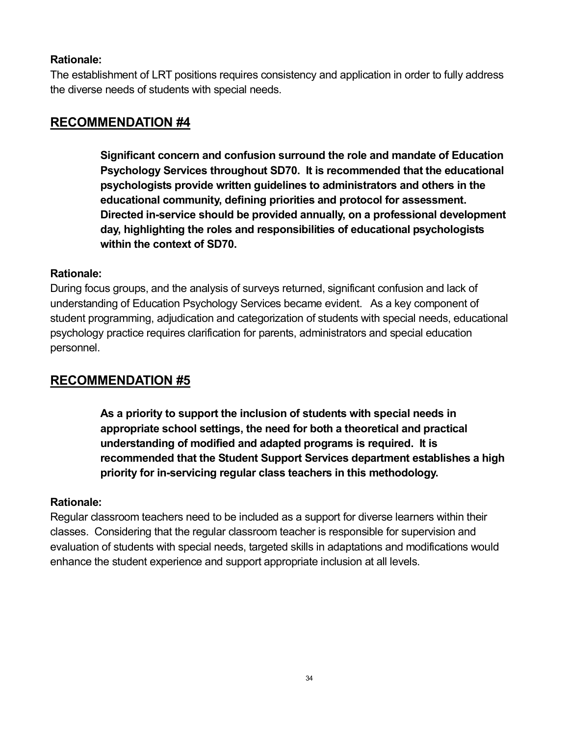**Rationale:**
The establishment of LRT positions requires consistency and application in order to fully address the diverse needs of students with special needs.

## RECOMMENDATION #4

> **Significant concern and confusion surround the role and mandate of Education Psychology Services throughout SD70. It is recommended that the educational psychologists provide written guidelines to administrators and others in the educational community, defining priorities and protocol for assessment. Directed in-service should be provided annually, on a professional development day, highlighting the roles and responsibilities of educational psychologists within the context of SD70.**

**Rationale:**
During focus groups, and the analysis of surveys returned, significant confusion and lack of understanding of Education Psychology Services became evident. As a key component of student programming, adjudication and categorization of students with special needs, educational psychology practice requires clarification for parents, administrators and special education personnel.

## RECOMMENDATION #5

> **As a priority to support the inclusion of students with special needs in appropriate school settings, the need for both a theoretical and practical understanding of modified and adapted programs is required. It is recommended that the Student Support Services department establishes a high priority for in-servicing regular class teachers in this methodology.**

**Rationale:**
Regular classroom teachers need to be included as a support for diverse learners within their classes. Considering that the regular classroom teacher is responsible for supervision and evaluation of students with special needs, targeted skills in adaptations and modifications would enhance the student experience and support appropriate inclusion at all levels.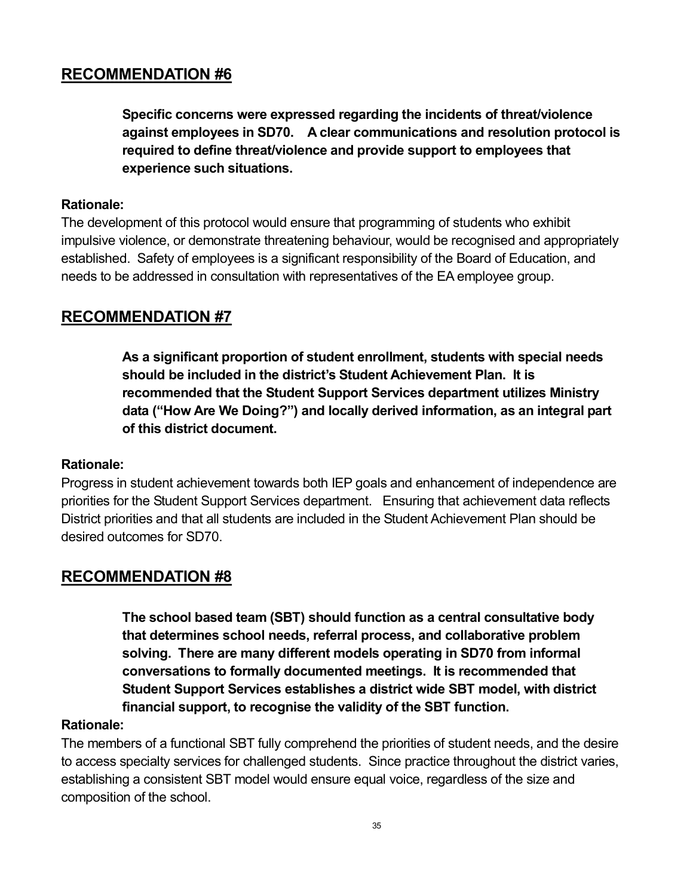## RECOMMENDATION #6

**Specific concerns were expressed regarding the incidents of threat/violence against employees in SD70. A clear communications and resolution protocol is required to define threat/violence and provide support to employees that experience such situations.**

**Rationale:**
The development of this protocol would ensure that programming of students who exhibit impulsive violence, or demonstrate threatening behaviour, would be recognised and appropriately established. Safety of employees is a significant responsibility of the Board of Education, and needs to be addressed in consultation with representatives of the EA employee group.

## RECOMMENDATION #7

**As a significant proportion of student enrollment, students with special needs should be included in the district's Student Achievement Plan. It is recommended that the Student Support Services department utilizes Ministry data ("How Are We Doing?") and locally derived information, as an integral part of this district document.**

**Rationale:**
Progress in student achievement towards both IEP goals and enhancement of independence are priorities for the Student Support Services department. Ensuring that achievement data reflects District priorities and that all students are included in the Student Achievement Plan should be desired outcomes for SD70.

## RECOMMENDATION #8

**The school based team (SBT) should function as a central consultative body that determines school needs, referral process, and collaborative problem solving. There are many different models operating in SD70 from informal conversations to formally documented meetings. It is recommended that Student Support Services establishes a district wide SBT model, with district financial support, to recognise the validity of the SBT function.**

**Rationale:**
The members of a functional SBT fully comprehend the priorities of student needs, and the desire to access specialty services for challenged students. Since practice throughout the district varies, establishing a consistent SBT model would ensure equal voice, regardless of the size and composition of the school.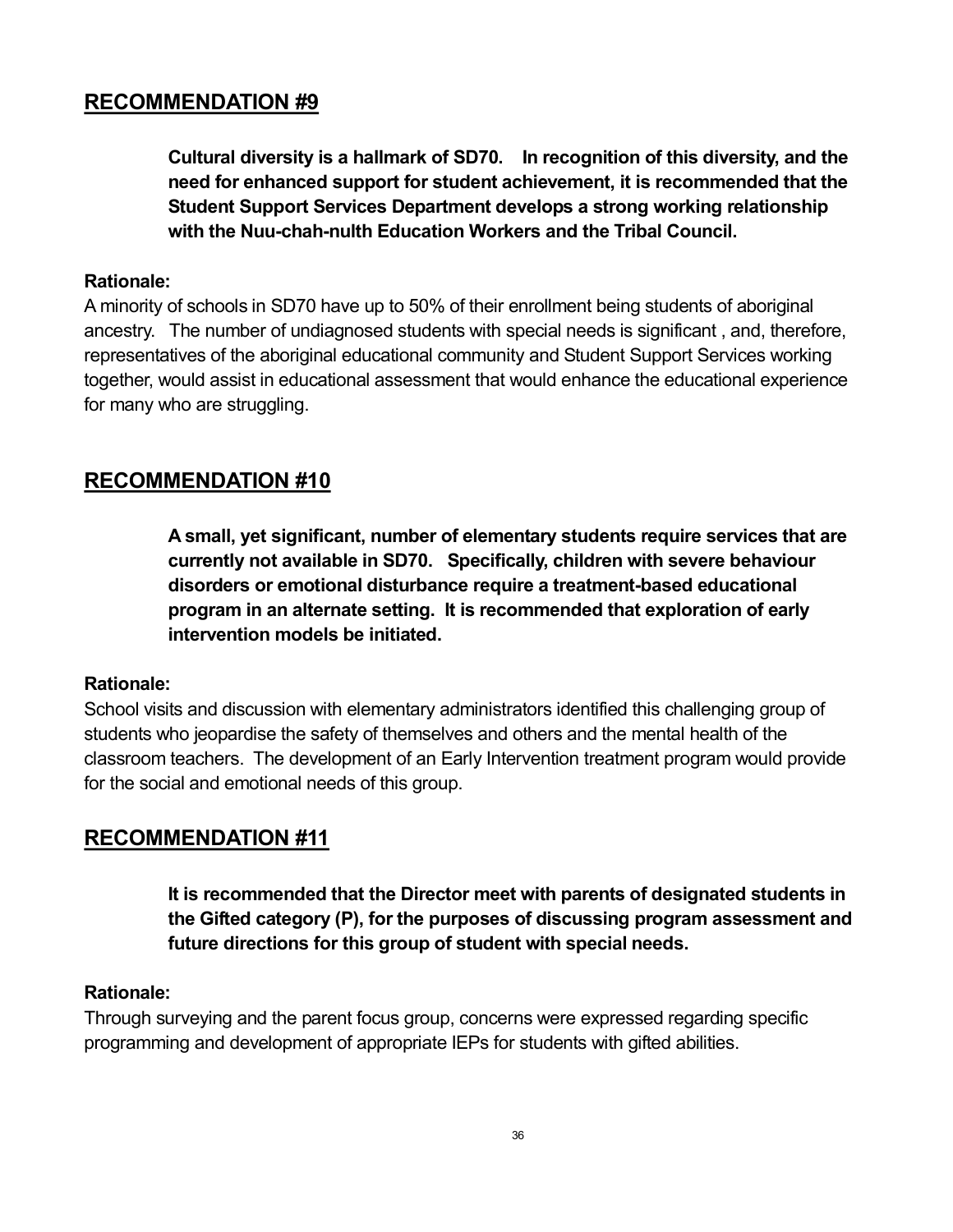## RECOMMENDATION #9

**Cultural diversity is a hallmark of SD70. In recognition of this diversity, and the need for enhanced support for student achievement, it is recommended that the Student Support Services Department develops a strong working relationship with the Nuu-chah-nulth Education Workers and the Tribal Council.**

**Rationale:**

A minority of schools in SD70 have up to 50% of their enrollment being students of aboriginal ancestry. The number of undiagnosed students with special needs is significant , and, therefore, representatives of the aboriginal educational community and Student Support Services working together, would assist in educational assessment that would enhance the educational experience for many who are struggling.

## RECOMMENDATION #10

**A small, yet significant, number of elementary students require services that are currently not available in SD70. Specifically, children with severe behaviour disorders or emotional disturbance require a treatment-based educational program in an alternate setting. It is recommended that exploration of early intervention models be initiated.**

**Rationale:**

School visits and discussion with elementary administrators identified this challenging group of students who jeopardise the safety of themselves and others and the mental health of the classroom teachers. The development of an Early Intervention treatment program would provide for the social and emotional needs of this group.

## RECOMMENDATION #11

**It is recommended that the Director meet with parents of designated students in the Gifted category (P), for the purposes of discussing program assessment and future directions for this group of student with special needs.**

**Rationale:**

Through surveying and the parent focus group, concerns were expressed regarding specific programming and development of appropriate IEPs for students with gifted abilities.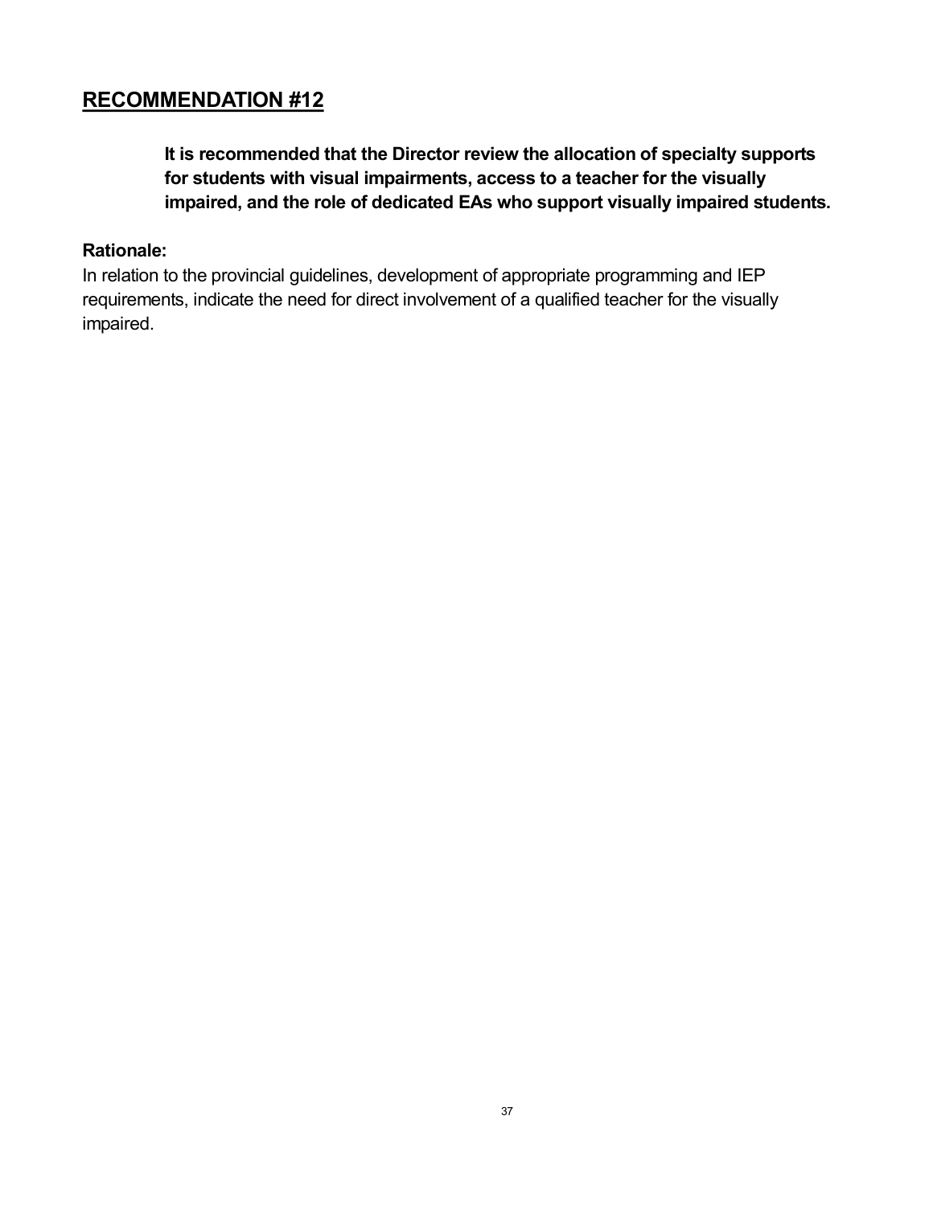## RECOMMENDATION #12

> **It is recommended that the Director review the allocation of specialty supports for students with visual impairments, access to a teacher for the visually impaired, and the role of dedicated EAs who support visually impaired students.**

**Rationale:**
In relation to the provincial guidelines, development of appropriate programming and IEP requirements, indicate the need for direct involvement of a qualified teacher for the visually impaired.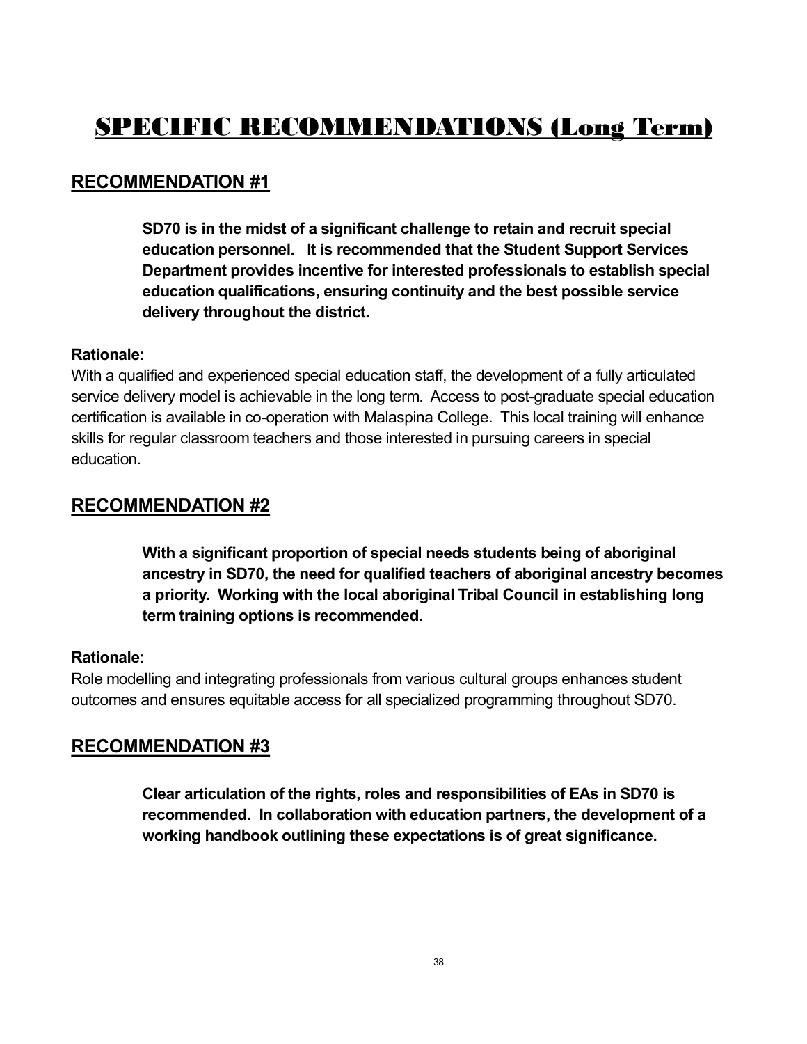# SPECIFIC RECOMMENDATIONS (Long Term)

## RECOMMENDATION #1

**SD70 is in the midst of a significant challenge to retain and recruit special education personnel. It is recommended that the Student Support Services Department provides incentive for interested professionals to establish special education qualifications, ensuring continuity and the best possible service delivery throughout the district.**

**Rationale:**

With a qualified and experienced special education staff, the development of a fully articulated service delivery model is achievable in the long term. Access to post-graduate special education certification is available in co-operation with Malaspina College. This local training will enhance skills for regular classroom teachers and those interested in pursuing careers in special education.

## RECOMMENDATION #2

**With a significant proportion of special needs students being of aboriginal ancestry in SD70, the need for qualified teachers of aboriginal ancestry becomes a priority. Working with the local aboriginal Tribal Council in establishing long term training options is recommended.**

**Rationale:**

Role modelling and integrating professionals from various cultural groups enhances student outcomes and ensures equitable access for all specialized programming throughout SD70.

## RECOMMENDATION #3

**Clear articulation of the rights, roles and responsibilities of EAs in SD70 is recommended. In collaboration with education partners, the development of a working handbook outlining these expectations is of great significance.**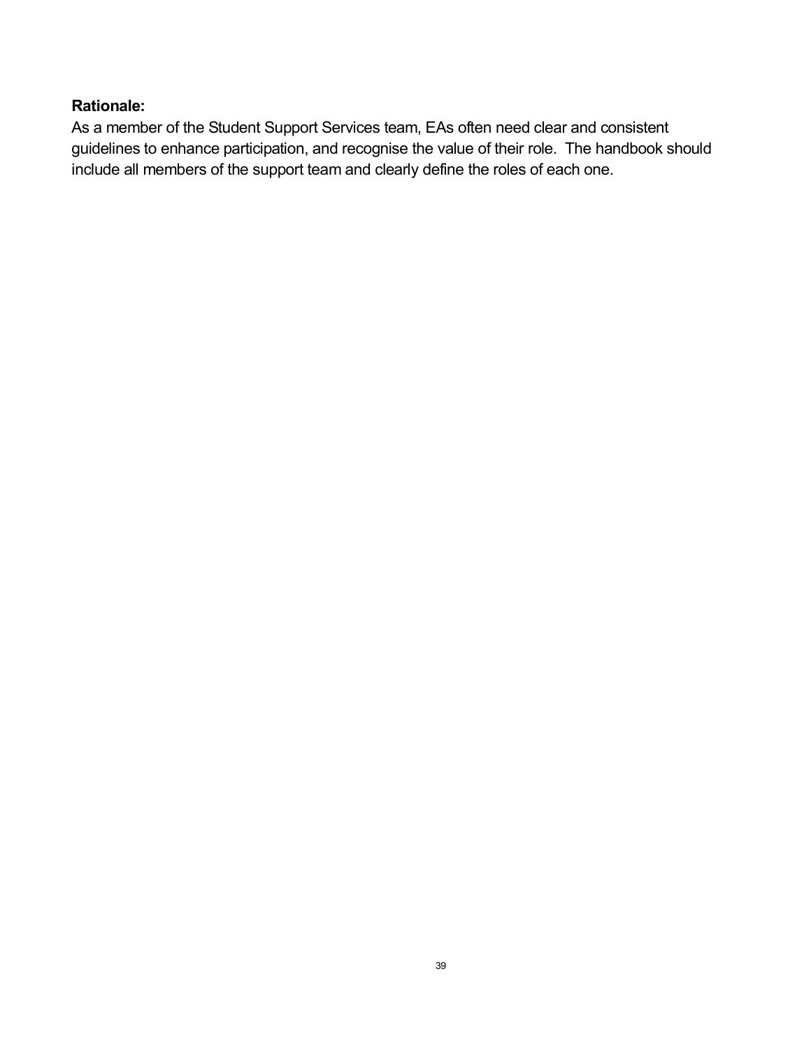**Rationale:**

As a member of the Student Support Services team, EAs often need clear and consistent guidelines to enhance participation, and recognise the value of their role. The handbook should include all members of the support team and clearly define the roles of each one.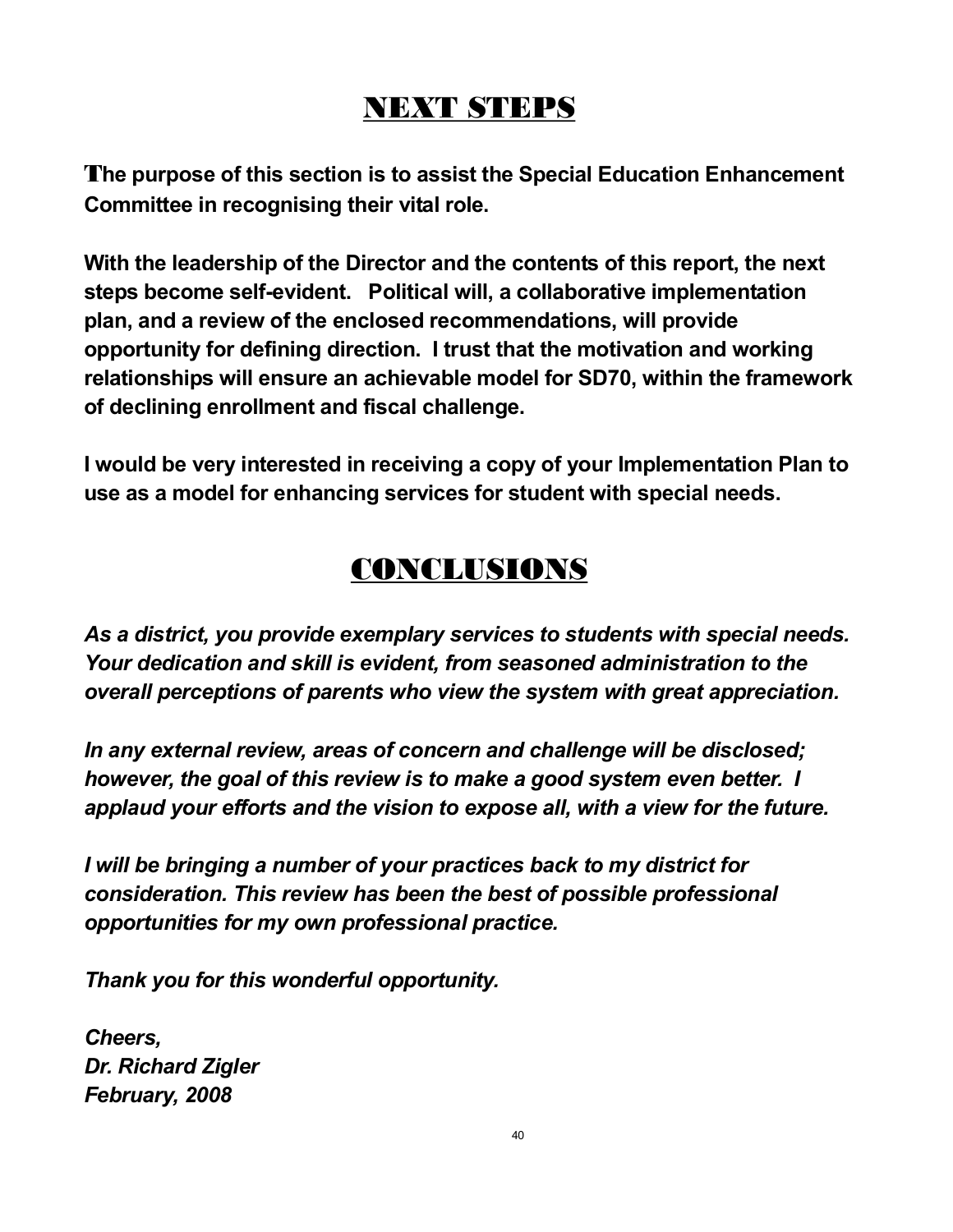# NEXT STEPS

**The purpose of this section is to assist the Special Education Enhancement Committee in recognising their vital role.**

**With the leadership of the Director and the contents of this report, the next steps become self-evident. Political will, a collaborative implementation plan, and a review of the enclosed recommendations, will provide opportunity for defining direction. I trust that the motivation and working relationships will ensure an achievable model for SD70, within the framework of declining enrollment and fiscal challenge.**

**I would be very interested in receiving a copy of your Implementation Plan to use as a model for enhancing services for student with special needs.**

# CONCLUSIONS

***As a district, you provide exemplary services to students with special needs. Your dedication and skill is evident, from seasoned administration to the overall perceptions of parents who view the system with great appreciation.***

***In any external review, areas of concern and challenge will be disclosed; however, the goal of this review is to make a good system even better. I applaud your efforts and the vision to expose all, with a view for the future.***

***I will be bringing a number of your practices back to my district for consideration. This review has been the best of possible professional opportunities for my own professional practice.***

***Thank you for this wonderful opportunity.***

***Cheers,***
***Dr. Richard Zigler***
***February, 2008***